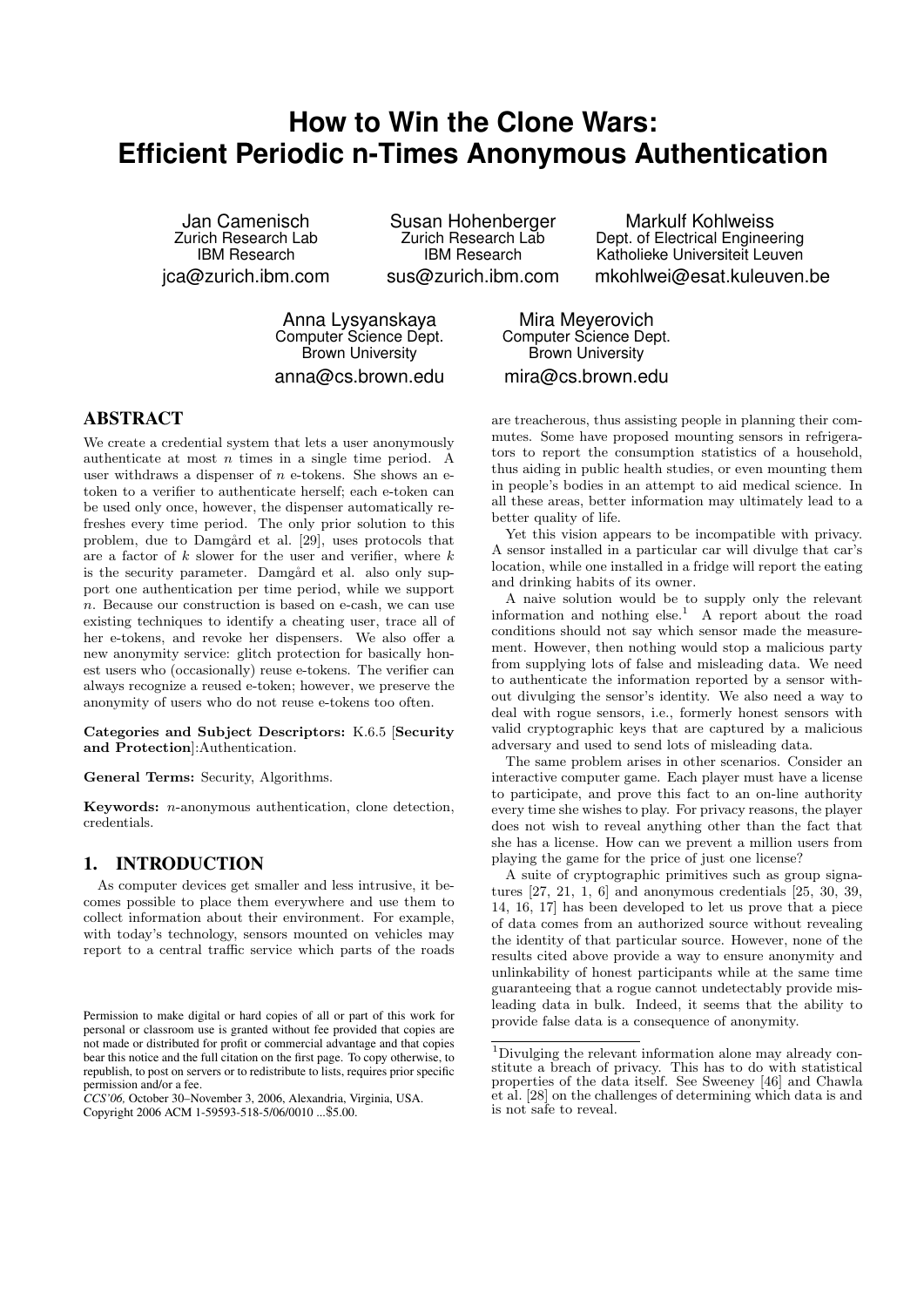# How to Win the Clone Wars: Efficient Periodic n-Times Anonymous Authentication

Jan Camenisch
Zurich Research Lab
IBM Research
jca@zurich.ibm.com

Susan Hohenberger
Zurich Research Lab
IBM Research
sus@zurich.ibm.com

Markulf Kohlweiss
Dept. of Electrical Engineering
Katholieke Universiteit Leuven
mkohlwei@esat.kuleuven.be

Anna Lysyanskaya
Computer Science Dept.
Brown University
anna@cs.brown.edu

Mira Meyerovich
Computer Science Dept.
Brown University
mira@cs.brown.edu

## ABSTRACT

We create a credential system that lets a user anonymously authenticate at most $n$ times in a single time period. A user withdraws a dispenser of $n$ e-tokens. She shows an e-token to a verifier to authenticate herself; each e-token can be used only once, however, the dispenser automatically refreshes every time period. The only prior solution to this problem, due to Damgård et al. [29], uses protocols that are a factor of $k$ slower for the user and verifier, where $k$ is the security parameter. Damgård et al. also only support one authentication per time period, while we support $n$. Because our construction is based on e-cash, we can use existing techniques to identify a cheating user, trace all of her e-tokens, and revoke her dispensers. We also offer a new anonymity service: glitch protection for basically honest users who (occasionally) reuse e-tokens. The verifier can always recognize a reused e-token; however, we preserve the anonymity of users who do not reuse e-tokens too often.

**Categories and Subject Descriptors:** K.6.5 [**Security and Protection**]:Authentication.

**General Terms:** Security, Algorithms.

**Keywords:** $n$-anonymous authentication, clone detection, credentials.

## 1. INTRODUCTION

As computer devices get smaller and less intrusive, it becomes possible to place them everywhere and use them to collect information about their environment. For example, with today's technology, sensors mounted on vehicles may report to a central traffic service which parts of the roads are treacherous, thus assisting people in planning their commutes. Some have proposed mounting sensors in refrigerators to report the consumption statistics of a household, thus aiding in public health studies, or even mounting them in people's bodies in an attempt to aid medical science. In all these areas, better information may ultimately lead to a better quality of life.

Yet this vision appears to be incompatible with privacy. A sensor installed in a particular car will divulge that car's location, while one installed in a fridge will report the eating and drinking habits of its owner.

A naive solution would be to supply only the relevant information and nothing else.[1] A report about the road conditions should not say which sensor made the measurement. However, then nothing would stop a malicious party from supplying lots of false and misleading data. We need to authenticate the information reported by a sensor without divulging the sensor's identity. We also need a way to deal with rogue sensors, i.e., formerly honest sensors with valid cryptographic keys that are captured by a malicious adversary and used to send lots of misleading data.

The same problem arises in other scenarios. Consider an interactive computer game. Each player must have a license to participate, and prove this fact to an on-line authority every time she wishes to play. For privacy reasons, the player does not wish to reveal anything other than the fact that she has a license. How can we prevent a million users from playing the game for the price of just one license?

A suite of cryptographic primitives such as group signatures [27, 21, 1, 6] and anonymous credentials [25, 30, 39, 14, 16, 17] has been developed to let us prove that a piece of data comes from an authorized source without revealing the identity of that particular source. However, none of the results cited above provide a way to ensure anonymity and unlinkability of honest participants while at the same time guaranteeing that a rogue cannot undetectably provide misleading data in bulk. Indeed, it seems that the ability to provide false data is a consequence of anonymity.

[1] Divulging the relevant information alone may already constitute a breach of privacy. This has to do with statistical properties of the data itself. See Sweeney [46] and Chawla et al. [28] on the challenges of determining which data is and is not safe to reveal.

Permission to make digital or hard copies of all or part of this work for personal or classroom use is granted without fee provided that copies are not made or distributed for profit or commercial advantage and that copies bear this notice and the full citation on the first page. To copy otherwise, to republish, to post on servers or to redistribute to lists, requires prior specific permission and/or a fee.
*CCS'06,* October 30–November 3, 2006, Alexandria, Virginia, USA.
Copyright 2006 ACM 1-59593-518-5/06/0010 ...$5.00.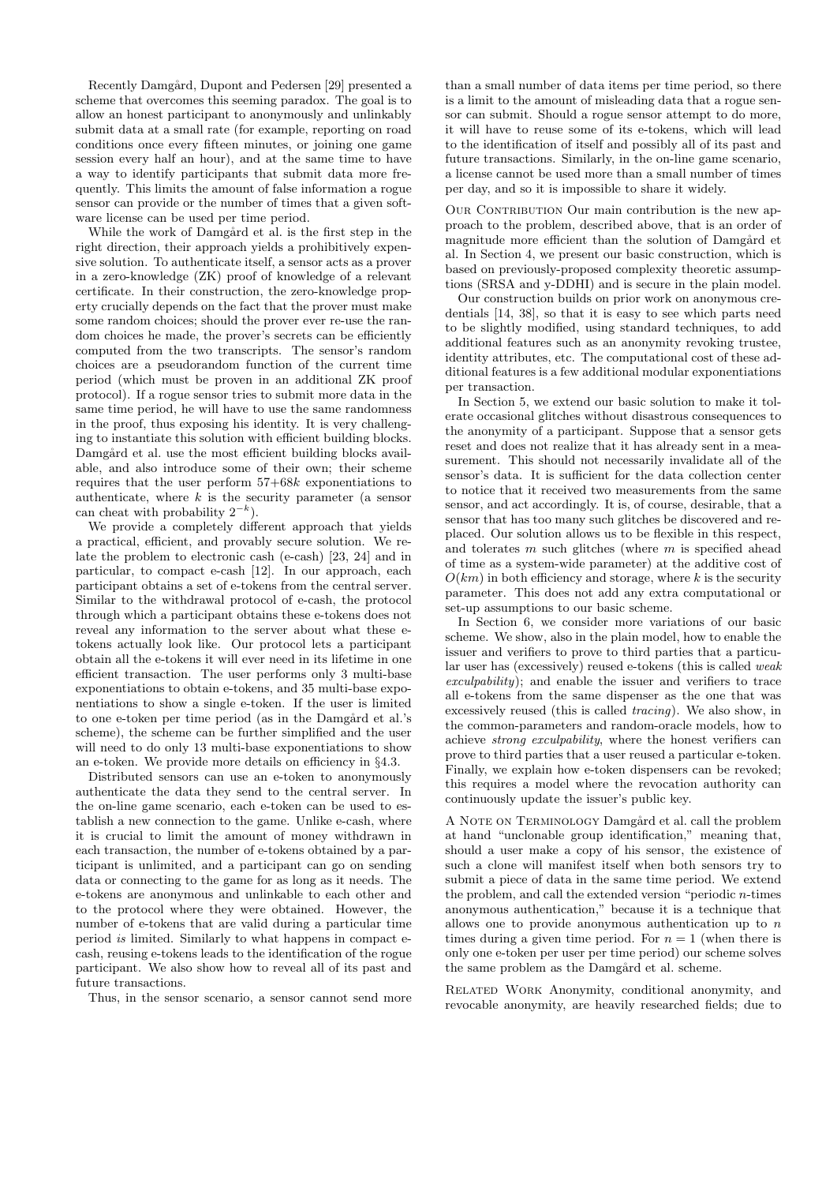Recently Damgård, Dupont and Pedersen [29] presented a scheme that overcomes this seeming paradox. The goal is to allow an honest participant to anonymously and unlinkably submit data at a small rate (for example, reporting on road conditions once every fifteen minutes, or joining one game session every half an hour), and at the same time to have a way to identify participants that submit data more frequently. This limits the amount of false information a rogue sensor can provide or the number of times that a given software license can be used per time period.

While the work of Damgård et al. is the first step in the right direction, their approach yields a prohibitively expensive solution. To authenticate itself, a sensor acts as a prover in a zero-knowledge (ZK) proof of knowledge of a relevant certificate. In their construction, the zero-knowledge property crucially depends on the fact that the prover must make some random choices; should the prover ever re-use the random choices he made, the prover's secrets can be efficiently computed from the two transcripts. The sensor's random choices are a pseudorandom function of the current time period (which must be proven in an additional ZK proof protocol). If a rogue sensor tries to submit more data in the same time period, he will have to use the same randomness in the proof, thus exposing his identity. It is very challenging to instantiate this solution with efficient building blocks. Damgård et al. use the most efficient building blocks available, and also introduce some of their own; their scheme requires that the user perform $57+68k$ exponentiations to authenticate, where $k$ is the security parameter (a sensor can cheat with probability $2^{-k}$).

We provide a completely different approach that yields a practical, efficient, and provably secure solution. We relate the problem to electronic cash (e-cash) [23, 24] and in particular, to compact e-cash [12]. In our approach, each participant obtains a set of e-tokens from the central server. Similar to the withdrawal protocol of e-cash, the protocol through which a participant obtains these e-tokens does not reveal any information to the server about what these e-tokens actually look like. Our protocol lets a participant obtain all the e-tokens it will ever need in its lifetime in one efficient transaction. The user performs only 3 multi-base exponentiations to obtain e-tokens, and 35 multi-base exponentiations to show a single e-token. If the user is limited to one e-token per time period (as in the Damgård et al.'s scheme), the scheme can be further simplified and the user will need to do only 13 multi-base exponentiations to show an e-token. We provide more details on efficiency in §4.3.

Distributed sensors can use an e-token to anonymously authenticate the data they send to the central server. In the on-line game scenario, each e-token can be used to establish a new connection to the game. Unlike e-cash, where it is crucial to limit the amount of money withdrawn in each transaction, the number of e-tokens obtained by a participant is unlimited, and a participant can go on sending data or connecting to the game for as long as it needs. The e-tokens are anonymous and unlinkable to each other and to the protocol where they were obtained. However, the number of e-tokens that are valid during a particular time period *is* limited. Similarly to what happens in compact e-cash, reusing e-tokens leads to the identification of the rogue participant. We also show how to reveal all of its past and future transactions.

Thus, in the sensor scenario, a sensor cannot send more than a small number of data items per time period, so there is a limit to the amount of misleading data that a rogue sensor can submit. Should a rogue sensor attempt to do more, it will have to reuse some of its e-tokens, which will lead to the identification of itself and possibly all of its past and future transactions. Similarly, in the on-line game scenario, a license cannot be used more than a small number of times per day, and so it is impossible to share it widely.

Our Contribution Our main contribution is the new approach to the problem, described above, that is an order of magnitude more efficient than the solution of Damgård et al. In Section 4, we present our basic construction, which is based on previously-proposed complexity theoretic assumptions (SRSA and y-DDHI) and is secure in the plain model.

Our construction builds on prior work on anonymous credentials [14, 38], so that it is easy to see which parts need to be slightly modified, using standard techniques, to add additional features such as an anonymity revoking trustee, identity attributes, etc. The computational cost of these additional features is a few additional modular exponentiations per transaction.

In Section 5, we extend our basic solution to make it tolerate occasional glitches without disastrous consequences to the anonymity of a participant. Suppose that a sensor gets reset and does not realize that it has already sent in a measurement. This should not necessarily invalidate all of the sensor's data. It is sufficient for the data collection center to notice that it received two measurements from the same sensor, and act accordingly. It is, of course, desirable, that a sensor that has too many such glitches be discovered and replaced. Our solution allows us to be flexible in this respect, and tolerates $m$ such glitches (where $m$ is specified ahead of time as a system-wide parameter) at the additive cost of $O(km)$ in both efficiency and storage, where $k$ is the security parameter. This does not add any extra computational or set-up assumptions to our basic scheme.

In Section 6, we consider more variations of our basic scheme. We show, also in the plain model, how to enable the issuer and verifiers to prove to third parties that a particular user has (excessively) reused e-tokens (this is called *weak exculpability*); and enable the issuer and verifiers to trace all e-tokens from the same dispenser as the one that was excessively reused (this is called *tracing*). We also show, in the common-parameters and random-oracle models, how to achieve *strong exculpability*, where the honest verifiers can prove to third parties that a user reused a particular e-token. Finally, we explain how e-token dispensers can be revoked; this requires a model where the revocation authority can continuously update the issuer's public key.

A Note on Terminology Damgård et al. call the problem at hand "unclonable group identification," meaning that, should a user make a copy of his sensor, the existence of such a clone will manifest itself when both sensors try to submit a piece of data in the same time period. We extend the problem, and call the extended version "periodic $n$-times anonymous authentication," because it is a technique that allows one to provide anonymous authentication up to $n$ times during a given time period. For $n = 1$ (when there is only one e-token per user per time period) our scheme solves the same problem as the Damgård et al. scheme.

Related Work Anonymity, conditional anonymity, and revocable anonymity, are heavily researched fields; due to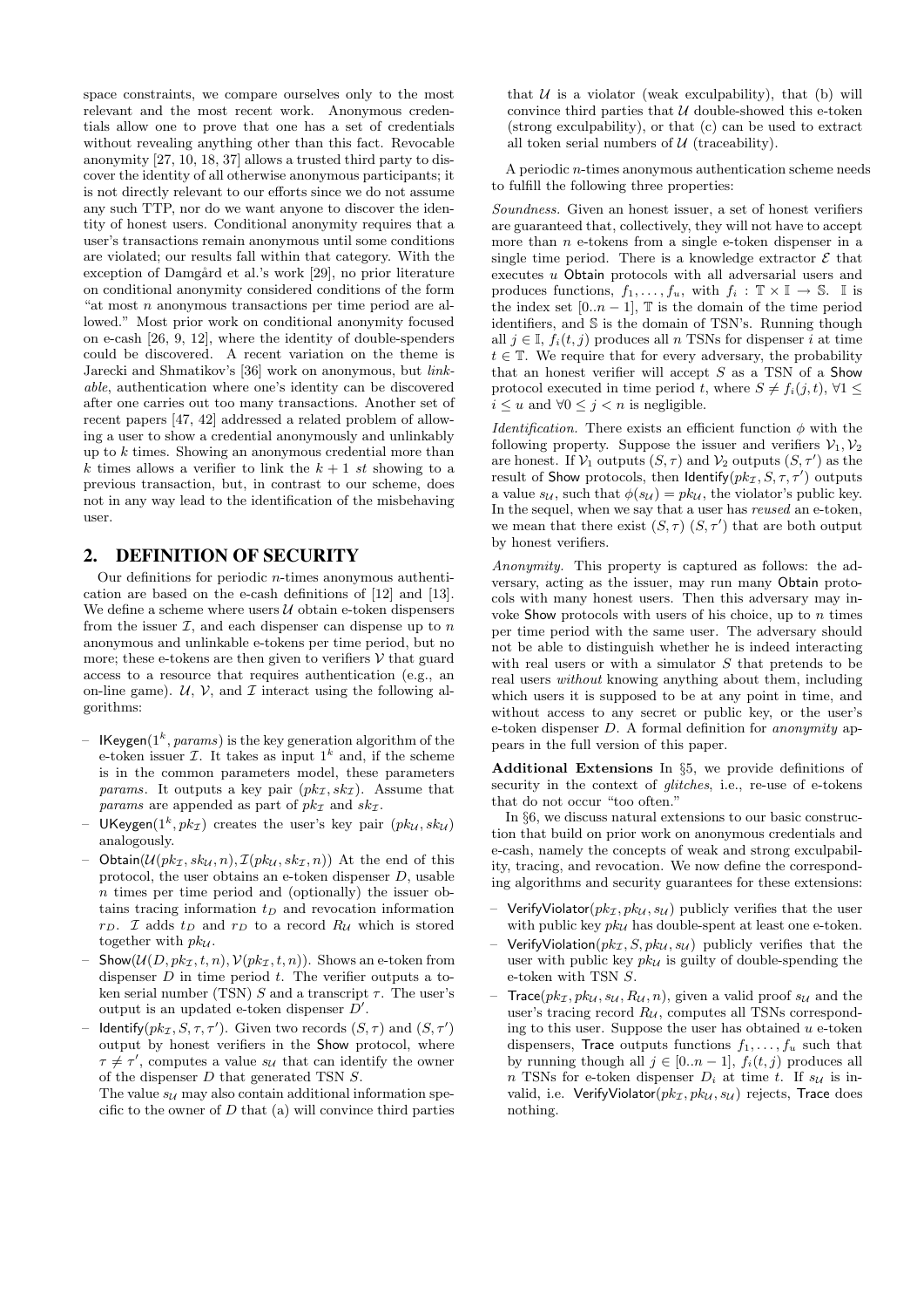space constraints, we compare ourselves only to the most relevant and the most recent work. Anonymous credentials allow one to prove that one has a set of credentials without revealing anything other than this fact. Revocable anonymity [27, 10, 18, 37] allows a trusted third party to discover the identity of all otherwise anonymous participants; it is not directly relevant to our efforts since we do not assume any such TTP, nor do we want anyone to discover the identity of honest users. Conditional anonymity requires that a user's transactions remain anonymous until some conditions are violated; our results fall within that category. With the exception of Damgård et al.'s work [29], no prior literature on conditional anonymity considered conditions of the form "at most $n$ anonymous transactions per time period are allowed." Most prior work on conditional anonymity focused on e-cash [26, 9, 12], where the identity of double-spenders could be discovered. A recent variation on the theme is Jarecki and Shmatikov's [36] work on anonymous, but *linkable*, authentication where one's identity can be discovered after one carries out too many transactions. Another set of recent papers [47, 42] addressed a related problem of allowing a user to show a credential anonymously and unlinkably up to $k$ times. Showing an anonymous credential more than $k$ times allows a verifier to link the $k+1$ *st* showing to a previous transaction, but, in contrast to our scheme, does not in any way lead to the identification of the misbehaving user.

## 2. DEFINITION OF SECURITY

Our definitions for periodic $n$-times anonymous authentication are based on the e-cash definitions of [12] and [13]. We define a scheme where users $\mathcal{U}$ obtain e-token dispensers from the issuer $\mathcal{I}$, and each dispenser can dispense up to $n$ anonymous and unlinkable e-tokens per time period, but no more; these e-tokens are then given to verifiers $\mathcal{V}$ that guard access to a resource that requires authentication (e.g., an on-line game). $\mathcal{U}$, $\mathcal{V}$, and $\mathcal{I}$ interact using the following algorithms:

- $\mathsf{IKeygen}(1^k, params)$ is the key generation algorithm of the e-token issuer $\mathcal{I}$. It takes as input $1^k$ and, if the scheme is in the common parameters model, these parameters $params$. It outputs a key pair $(pk_\mathcal{I}, sk_\mathcal{I})$. Assume that $params$ are appended as part of $pk_\mathcal{I}$ and $sk_\mathcal{I}$.
- $\mathsf{UKeygen}(1^k, pk_\mathcal{I})$ creates the user's key pair $(pk_\mathcal{U}, sk_\mathcal{U})$ analogously.
- $\mathsf{Obtain}(\mathcal{U}(pk_\mathcal{I}, sk_\mathcal{U}, n), \mathcal{I}(pk_\mathcal{U}, sk_\mathcal{I}, n))$ At the end of this protocol, the user obtains an e-token dispenser $D$, usable $n$ times per time period and (optionally) the issuer obtains tracing information $t_D$ and revocation information $r_D$. $\mathcal{I}$ adds $t_D$ and $r_D$ to a record $R_\mathcal{U}$ which is stored together with $pk_\mathcal{U}$.
- $\mathsf{Show}(\mathcal{U}(D, pk_\mathcal{I}, t, n), \mathcal{V}(pk_\mathcal{I}, t, n))$. Shows an e-token from dispenser $D$ in time period $t$. The verifier outputs a token serial number (TSN) $S$ and a transcript $\tau$. The user's output is an updated e-token dispenser $D'$.
- $\mathsf{Identify}(pk_\mathcal{I}, S, \tau, \tau')$. Given two records $(S, \tau)$ and $(S, \tau')$ output by honest verifiers in the $\mathsf{Show}$ protocol, where $\tau \neq \tau'$, computes a value $s_\mathcal{U}$ that can identify the owner of the dispenser $D$ that generated TSN $S$.
  The value $s_\mathcal{U}$ may also contain additional information specific to the owner of $D$ that (a) will convince third parties that $\mathcal{U}$ is a violator (weak exculpability), that (b) will convince third parties that $\mathcal{U}$ double-showed this e-token (strong exculpability), or that (c) can be used to extract all token serial numbers of $\mathcal{U}$ (traceability).

A periodic $n$-times anonymous authentication scheme needs to fulfill the following three properties:

*Soundness.* Given an honest issuer, a set of honest verifiers are guaranteed that, collectively, they will not have to accept more than $n$ e-tokens from a single e-token dispenser in a single time period. There is a knowledge extractor $\mathcal{E}$ that executes $u$ $\mathsf{Obtain}$ protocols with all adversarial users and produces functions, $f_1, \ldots, f_u$, with $f_i : \mathbb{T} \times \mathbb{I} \rightarrow \mathbb{S}$. $\mathbb{I}$ is the index set $[0..n-1]$, $\mathbb{T}$ is the domain of the time period identifiers, and $\mathbb{S}$ is the domain of TSN's. Running though all $j \in \mathbb{I}$, $f_i(t, j)$ produces all $n$ TSNs for dispenser $i$ at time $t \in \mathbb{T}$. We require that for every adversary, the probability that an honest verifier will accept $S$ as a TSN of a $\mathsf{Show}$ protocol executed in time period $t$, where $S \neq f_i(j, t)$, $\forall 1 \leq i \leq u$ and $\forall 0 \leq j < n$ is negligible.

*Identification.* There exists an efficient function $\phi$ with the following property. Suppose the issuer and verifiers $\mathcal{V}_1, \mathcal{V}_2$ are honest. If $\mathcal{V}_1$ outputs $(S, \tau)$ and $\mathcal{V}_2$ outputs $(S, \tau')$ as the result of $\mathsf{Show}$ protocols, then $\mathsf{Identify}(pk_\mathcal{I}, S, \tau, \tau')$ outputs a value $s_\mathcal{U}$, such that $\phi(s_\mathcal{U}) = pk_\mathcal{U}$, the violator's public key. In the sequel, when we say that a user has *reused* an e-token, we mean that there exist $(S, \tau)$ $(S, \tau')$ that are both output by honest verifiers.

*Anonymity.* This property is captured as follows: the adversary, acting as the issuer, may run many $\mathsf{Obtain}$ protocols with many honest users. Then this adversary may invoke $\mathsf{Show}$ protocols with users of his choice, up to $n$ times per time period with the same user. The adversary should not be able to distinguish whether he is indeed interacting with real users or with a simulator $S$ that pretends to be real users *without* knowing anything about them, including which users it is supposed to be at any point in time, and without access to any secret or public key, or the user's e-token dispenser $D$. A formal definition for *anonymity* appears in the full version of this paper.

**Additional Extensions** In §5, we provide definitions of security in the context of *glitches*, i.e., re-use of e-tokens that do not occur "too often."

In §6, we discuss natural extensions to our basic construction that build on prior work on anonymous credentials and e-cash, namely the concepts of weak and strong exculpability, tracing, and revocation. We now define the corresponding algorithms and security guarantees for these extensions:

- $\mathsf{VerifyViolator}(pk_\mathcal{I}, pk_\mathcal{U}, s_\mathcal{U})$ publicly verifies that the user with public key $pk_\mathcal{U}$ has double-spent at least one e-token.
- $\mathsf{VerifyViolation}(pk_\mathcal{I}, S, pk_\mathcal{U}, s_\mathcal{U})$ publicly verifies that the user with public key $pk_\mathcal{U}$ is guilty of double-spending the e-token with TSN $S$.
- $\mathsf{Trace}(pk_\mathcal{I}, pk_\mathcal{U}, s_\mathcal{U}, R_\mathcal{U}, n)$, given a valid proof $s_\mathcal{U}$ and the user's tracing record $R_\mathcal{U}$, computes all TSNs corresponding to this user. Suppose the user has obtained $u$ e-token dispensers, $\mathsf{Trace}$ outputs functions $f_1, \ldots, f_u$ such that by running though all $j \in [0..n-1]$, $f_i(t, j)$ produces all $n$ TSNs for e-token dispenser $D_i$ at time $t$. If $s_\mathcal{U}$ is invalid, i.e. $\mathsf{VerifyViolator}(pk_\mathcal{I}, pk_\mathcal{U}, s_\mathcal{U})$ rejects, $\mathsf{Trace}$ does nothing.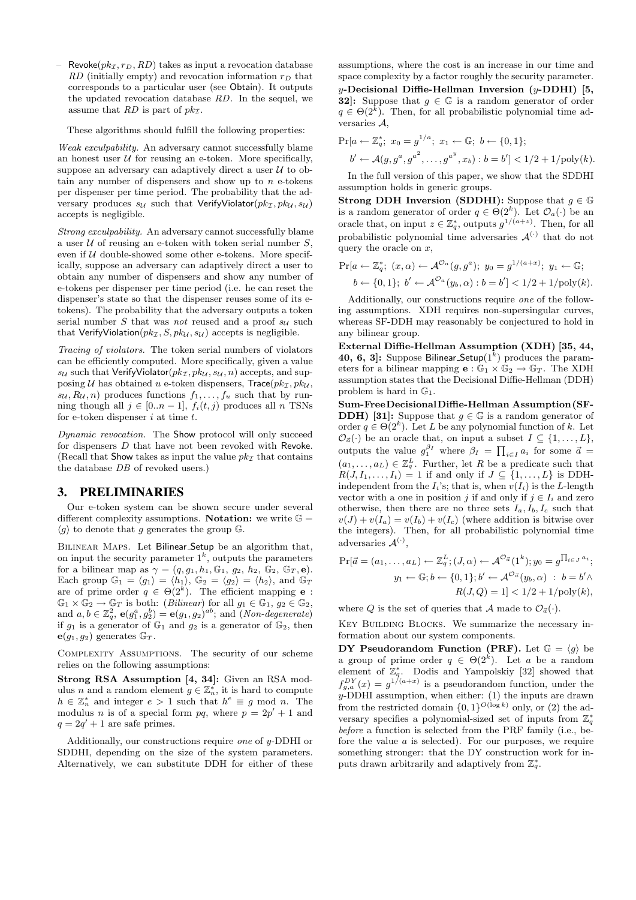– $\mathsf{Revoke}(pk_{\mathcal{I}}, r_D, RD)$ takes as input a revocation database $RD$ (initially empty) and revocation information $r_D$ that corresponds to a particular user (see $\mathsf{Obtain}$). It outputs the updated revocation database $RD$. In the sequel, we assume that $RD$ is part of $pk_{\mathcal{I}}$.

These algorithms should fulfill the following properties:

*Weak exculpability.* An adversary cannot successfully blame an honest user $\mathcal{U}$ for reusing an e-token. More specifically, suppose an adversary can adaptively direct a user $\mathcal{U}$ to obtain any number of dispensers and show up to $n$ e-tokens per dispenser per time period. The probability that the adversary produces $s_{\mathcal{U}}$ such that $\mathsf{VerifyViolator}(pk_{\mathcal{I}}, pk_{\mathcal{U}}, s_{\mathcal{U}})$ accepts is negligible.

*Strong exculpability.* An adversary cannot successfully blame a user $\mathcal{U}$ of reusing an e-token with token serial number $S$, even if $\mathcal{U}$ double-showed some other e-tokens. More specifically, suppose an adversary can adaptively direct a user to obtain any number of dispensers and show any number of e-tokens per dispenser per time period (i.e. he can reset the dispenser's state so that the dispenser reuses some of its e-tokens). The probability that the adversary outputs a token serial number $S$ that was *not* reused and a proof $s_{\mathcal{U}}$ such that $\mathsf{VerifyViolation}(pk_{\mathcal{I}}, S, pk_{\mathcal{U}}, s_{\mathcal{U}})$ accepts is negligible.

*Tracing of violators.* The token serial numbers of violators can be efficiently computed. More specifically, given a value $s_{\mathcal{U}}$ such that $\mathsf{VerifyViolator}(pk_{\mathcal{I}}, pk_{\mathcal{U}}, s_{\mathcal{U}}, n)$ accepts, and supposing $\mathcal{U}$ has obtained $u$ e-token dispensers, $\mathsf{Trace}(pk_{\mathcal{I}}, pk_{\mathcal{U}}, s_{\mathcal{U}}, R_{\mathcal{U}}, n)$ produces functions $f_1, \ldots, f_u$ such that by running though all $j \in [0..n-1]$, $f_i(t, j)$ produces all $n$ TSNs for e-token dispenser $i$ at time $t$.

*Dynamic revocation.* The $\mathsf{Show}$ protocol will only succeed for dispensers $D$ that have not been revoked with $\mathsf{Revoke}$. (Recall that $\mathsf{Show}$ takes as input the value $pk_{\mathcal{I}}$ that contains the database $DB$ of revoked users.)

## 3. PRELIMINARIES

Our e-token system can be shown secure under several different complexity assumptions. **Notation:** we write $\mathbb{G} = \langle g \rangle$ to denote that $g$ generates the group $\mathbb{G}$.

BILINEAR MAPS. Let $\mathsf{Bilinear\_Setup}$ be an algorithm that, on input the security parameter $1^k$, outputs the parameters for a bilinear map as $\gamma = (q, g_1, h_1, \mathbb{G}_1, g_2, h_2, \mathbb{G}_2, \mathbb{G}_T, \mathbf{e})$. Each group $\mathbb{G}_1 = \langle g_1 \rangle = \langle h_1 \rangle$, $\mathbb{G}_2 = \langle g_2 \rangle = \langle h_2 \rangle$, and $\mathbb{G}_T$ are of prime order $q \in \Theta(2^k)$. The efficient mapping $\mathbf{e} : \mathbb{G}_1 \times \mathbb{G}_2 \to \mathbb{G}_T$ is both: (*Bilinear*) for all $g_1 \in \mathbb{G}_1$, $g_2 \in \mathbb{G}_2$, and $a, b \in \mathbb{Z}_q^2$, $\mathbf{e}(g_1^a, g_2^b) = \mathbf{e}(g_1, g_2)^{ab}$; and (*Non-degenerate*) if $g_1$ is a generator of $\mathbb{G}_1$ and $g_2$ is a generator of $\mathbb{G}_2$, then $\mathbf{e}(g_1, g_2)$ generates $\mathbb{G}_T$.

COMPLEXITY ASSUMPTIONS. The security of our scheme relies on the following assumptions:

**Strong RSA Assumption [4, 34]:** Given an RSA modulus $n$ and a random element $g \in \mathbb{Z}_n^*$, it is hard to compute $h \in \mathbb{Z}_n^*$ and integer $e > 1$ such that $h^e \equiv g \bmod n$. The modulus $n$ is of a special form $pq$, where $p = 2p' + 1$ and $q = 2q' + 1$ are safe primes.

Additionally, our constructions require *one* of $y$-DDHI or SDDHI, depending on the size of the system parameters. Alternatively, we can substitute DDH for either of these assumptions, where the cost is an increase in our time and space complexity by a factor roughly the security parameter.

***y*-Decisional Diffie-Hellman Inversion ($y$-DDHI) [5, 32]:** Suppose that $g \in \mathbb{G}$ is a random generator of order $q \in \Theta(2^k)$. Then, for all probabilistic polynomial time adversaries $\mathcal{A}$,

$$\Pr[a \leftarrow \mathbb{Z}_q^*;\ x_0 = g^{1/a};\ x_1 \leftarrow \mathbb{G};\ b \leftarrow \{0,1\};$$
$$b' \leftarrow \mathcal{A}(g, g^a, g^{a^2}, \ldots, g^{a^y}, x_b) : b = b'] < 1/2 + 1/\mathrm{poly}(k).$$

In the full version of this paper, we show that the SDDHI assumption holds in generic groups.

**Strong DDH Inversion (SDDHI):** Suppose that $g \in \mathbb{G}$ is a random generator of order $q \in \Theta(2^k)$. Let $\mathcal{O}_a(\cdot)$ be an oracle that, on input $z \in \mathbb{Z}_q^*$, outputs $g^{1/(a+z)}$. Then, for all probabilistic polynomial time adversaries $\mathcal{A}^{(\cdot)}$ that do not query the oracle on $x$,

$$\Pr[a \leftarrow \mathbb{Z}_q^*;\ (x, \alpha) \leftarrow \mathcal{A}^{\mathcal{O}_a}(g, g^a);\ y_0 = g^{1/(a+x)};\ y_1 \leftarrow \mathbb{G};$$
$$b \leftarrow \{0,1\};\ b' \leftarrow \mathcal{A}^{\mathcal{O}_a}(y_b, \alpha) : b = b'] < 1/2 + 1/\mathrm{poly}(k).$$

Additionally, our constructions require *one* of the following assumptions. XDH requires non-supersingular curves, whereas SF-DDH may reasonably be conjectured to hold in any bilinear group.

**External Diffie-Hellman Assumption (XDH) [35, 44, 40, 6, 3]:** Suppose $\mathsf{Bilinear\_Setup}(1^k)$ produces the parameters for a bilinear mapping $\mathbf{e} : \mathbb{G}_1 \times \mathbb{G}_2 \to \mathbb{G}_T$. The XDH assumption states that the Decisional Diffie-Hellman (DDH) problem is hard in $\mathbb{G}_1$.

**Sum-Free Decisional Diffie-Hellman Assumption (SF-DDH) [31]:** Suppose that $g \in \mathbb{G}$ is a random generator of order $q \in \Theta(2^k)$. Let $L$ be any polynomial function of $k$. Let $\mathcal{O}_{\vec{a}}(\cdot)$ be an oracle that, on input a subset $I \subseteq \{1, \ldots, L\}$, outputs the value $g_1^{\beta_I}$ where $\beta_I = \prod_{i \in I} a_i$ for some $\vec{a} = (a_1, \ldots, a_L) \in \mathbb{Z}_q^L$. Further, let $R$ be a predicate such that $R(J, I_1, \ldots, I_t) = 1$ if and only if $J \subseteq \{1, \ldots, L\}$ is DDH-independent from the $I_i$'s; that is, when $v(I_i)$ is the $L$-length vector with a one in position $j$ if and only if $j \in I_i$ and zero otherwise, then there are no three sets $I_a, I_b, I_c$ such that $v(J) + v(I_a) = v(I_b) + v(I_c)$ (where addition is bitwise over the integers). Then, for all probabilistic polynomial time adversaries $\mathcal{A}^{(\cdot)}$,

$$\Pr[\vec{a} = (a_1, \ldots, a_L) \leftarrow \mathbb{Z}_q^L; (J, \alpha) \leftarrow \mathcal{A}^{\mathcal{O}_{\vec{a}}}(1^k); y_0 = g^{\prod_{i \in J} a_i};$$
$$y_1 \leftarrow \mathbb{G}; b \leftarrow \{0,1\}; b' \leftarrow \mathcal{A}^{\mathcal{O}_{\vec{a}}}(y_b, \alpha) \ :\ b = b' \wedge$$
$$R(J, Q) = 1] < 1/2 + 1/\mathrm{poly}(k),$$

where $Q$ is the set of queries that $\mathcal{A}$ made to $\mathcal{O}_{\vec{a}}(\cdot)$.

KEY BUILDING BLOCKS. We summarize the necessary information about our system components.

**DY Pseudorandom Function (PRF).** Let $\mathbb{G} = \langle g \rangle$ be a group of prime order $q \in \Theta(2^k)$. Let $a$ be a random element of $\mathbb{Z}_q^*$. Dodis and Yampolskiy [32] showed that $f_{g,a}^{DY}(x) = g^{1/(a+x)}$ is a pseudorandom function, under the $y$-DDHI assumption, when either: (1) the inputs are drawn from the restricted domain $\{0,1\}^{O(\log k)}$ only, or (2) the adversary specifies a polynomial-sized set of inputs from $\mathbb{Z}_q^*$ *before* a function is selected from the PRF family (i.e., before the value $a$ is selected). For our purposes, we require something stronger: that the DY construction work for inputs drawn arbitrarily and adaptively from $\mathbb{Z}_q^*$.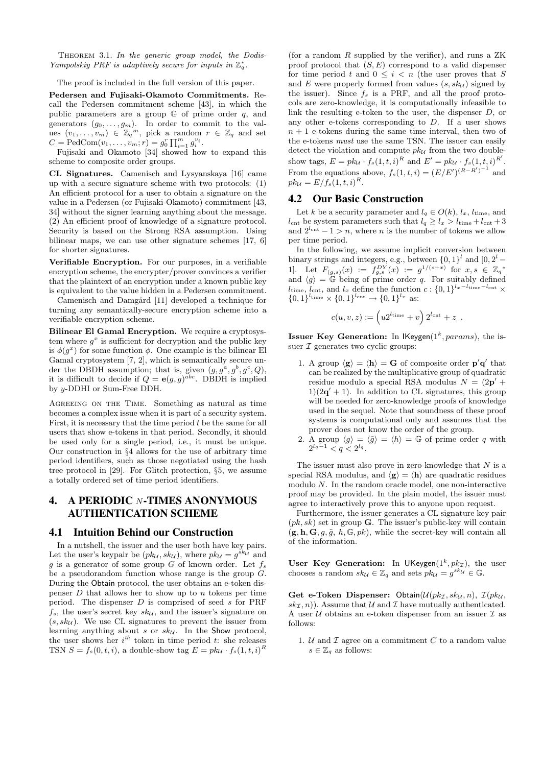Theorem 3.1. *In the generic group model, the Dodis-Yampolskiy PRF is adaptively secure for inputs in $\mathbb{Z}_q^*$.*

The proof is included in the full version of this paper.

**Pedersen and Fujisaki-Okamoto Commitments.** Recall the Pedersen commitment scheme [43], in which the public parameters are a group $\mathbb{G}$ of prime order $q$, and generators $(g_0, \ldots, g_m)$. In order to commit to the values $(v_1, \ldots, v_m) \in {\mathbb{Z}_q}^m$, pick a random $r \in \mathbb{Z}_q$ and set $C = \text{PedCom}(v_1, \ldots, v_m; r) = g_0^r \prod_{i=1}^m g_i^{v_i}$.

Fujisaki and Okamoto [34] showed how to expand this scheme to composite order groups.

**CL Signatures.** Camenisch and Lysyanskaya [16] came up with a secure signature scheme with two protocols: (1) An efficient protocol for a user to obtain a signature on the value in a Pedersen (or Fujisaki-Okamoto) commitment [43, 34] without the signer learning anything about the message. (2) An efficient proof of knowledge of a signature protocol. Security is based on the Strong RSA assumption. Using bilinear maps, we can use other signature schemes [17, 6] for shorter signatures.

**Verifiable Encryption.** For our purposes, in a verifiable encryption scheme, the encrypter/prover convinces a verifier that the plaintext of an encryption under a known public key is equivalent to the value hidden in a Pedersen commitment.

Camenisch and Damgård [11] developed a technique for turning any semantically-secure encryption scheme into a verifiable encryption scheme.

**Bilinear El Gamal Encryption.** We require a cryptosystem where $g^x$ is sufficient for decryption and the public key is $\phi(g^x)$ for some function $\phi$. One example is the bilinear El Gamal cryptosystem [7, 2], which is semantically secure under the DBDH assumption; that is, given $(g, g^a, g^b, g^c, Q)$, it is difficult to decide if $Q = \mathbf{e}(g, g)^{abc}$. DBDH is implied by $y$-DDHI or Sum-Free DDH.

Agreeing on the Time. Something as natural as time becomes a complex issue when it is part of a security system. First, it is necessary that the time period $t$ be the same for all users that show e-tokens in that period. Secondly, it should be used only for a single period, i.e., it must be unique. Our construction in §4 allows for the use of arbitrary time period identifiers, such as those negotiated using the hash tree protocol in [29]. For Glitch protection, §5, we assume a totally ordered set of time period identifiers.

# 4. A PERIODIC $n$-TIMES ANONYMOUS AUTHENTICATION SCHEME

## 4.1 Intuition Behind our Construction

In a nutshell, the issuer and the user both have key pairs. Let the user's keypair be $(pk_\mathcal{U}, sk_\mathcal{U})$, where $pk_\mathcal{U} = g^{sk_\mathcal{U}}$ and $g$ is a generator of some group $G$ of known order. Let $f_s$ be a pseudorandom function whose range is the group $G$. During the Obtain protocol, the user obtains an e-token dispenser $D$ that allows her to show up to $n$ tokens per time period. The dispenser $D$ is comprised of seed $s$ for PRF $f_s$, the user's secret key $sk_\mathcal{U}$, and the issuer's signature on $(s, sk_\mathcal{U})$. We use CL signatures to prevent the issuer from learning anything about $s$ or $sk_\mathcal{U}$. In the Show protocol, the user shows her $i^{th}$ token in time period $t$: she releases TSN $S = f_s(0, t, i)$, a double-show tag $E = pk_\mathcal{U} \cdot f_s(1, t, i)^R$ (for a random $R$ supplied by the verifier), and runs a ZK proof protocol that $(S, E)$ correspond to a valid dispenser for time period $t$ and $0 \leq i < n$ (the user proves that $S$ and $E$ were properly formed from values $(s, sk_\mathcal{U})$ signed by the issuer). Since $f_s$ is a PRF, and all the proof protocols are zero-knowledge, it is computationally infeasible to link the resulting e-token to the user, the dispenser $D$, or any other e-tokens corresponding to $D$. If a user shows $n+1$ e-tokens during the same time interval, then two of the e-tokens *must* use the same TSN. The issuer can easily detect the violation and compute $pk_\mathcal{U}$ from the two double-show tags, $E = pk_\mathcal{U} \cdot f_s(1, t, i)^R$ and $E' = pk_\mathcal{U} \cdot f_s(1, t, i)^{R'}$. From the equations above, $f_s(1, t, i) = (E/E')^{(R-R')^{-1}}$ and $pk_\mathcal{U} = E/f_s(1, t, i)^R$.

## 4.2 Our Basic Construction

Let $k$ be a security parameter and $l_q \in O(k)$, $l_x$, $l_{\text{time}}$, and $l_{\text{cnt}}$ be system parameters such that $l_q \geq l_x > l_{\text{time}} + l_{\text{cnt}} + 3$ and $2^{l_{\text{cnt}}} - 1 > n$, where $n$ is the number of tokens we allow per time period.

In the following, we assume implicit conversion between binary strings and integers, e.g., between $\{0,1\}^l$ and $[0, 2^l - 1]$. Let $F_{(g,s)}(x) := f_{g,s}^{DY}(x) := g^{1/(s+x)}$ for $x, s \in {\mathbb{Z}_q}^*$ and $\langle g \rangle = \mathbb{G}$ being of prime order $q$. For suitably defined $l_{\text{time}}$, $l_{\text{cnt}}$, and $l_x$ define the function $c : \{0,1\}^{l_x - l_{\text{time}} - l_{\text{cnt}}} \times \{0,1\}^{l_{\text{time}}} \times \{0,1\}^{l_{\text{cnt}}} \to \{0,1\}^{l_x}$ as:

$$c(u, v, z) := \left(u 2^{l_{\text{time}}} + v\right) 2^{l_{\text{cnt}}} + z \ .$$

**Issuer Key Generation:** In $\mathsf{IKeygen}(1^k, params)$, the issuer $\mathcal{I}$ generates two cyclic groups:

1. A group $\langle \mathbf{g} \rangle = \langle \mathbf{h} \rangle = \mathbf{G}$ of composite order $\mathbf{p}'\mathbf{q}'$ that can be realized by the multiplicative group of quadratic residue modulo a special RSA modulus $N = (2\mathbf{p}' + 1)(2\mathbf{q}' + 1)$. In addition to CL signatures, this group will be needed for zero-knowledge proofs of knowledge used in the sequel. Note that soundness of these proof systems is computational only and assumes that the prover does not know the order of the group.
2. A group $\langle g \rangle = \langle \tilde{g} \rangle = \langle h \rangle = \mathbb{G}$ of prime order $q$ with $2^{l_q - 1} < q < 2^{l_q}$.

The issuer must also prove in zero-knowledge that $N$ is a special RSA modulus, and $\langle \mathbf{g} \rangle = \langle \mathbf{h} \rangle$ are quadratic residues modulo $N$. In the random oracle model, one non-interactive proof may be provided. In the plain model, the issuer must agree to interactively prove this to anyone upon request.

Furthermore, the issuer generates a CL signature key pair $(pk, sk)$ set in group $\mathbf{G}$. The issuer's public-key will contain $(\mathbf{g}, \mathbf{h}, \mathbf{G}, g, \tilde{g}, h, \mathbb{G}, pk)$, while the secret-key will contain all of the information.

**User Key Generation:** In $\mathsf{UKeygen}(1^k, pk_\mathcal{I})$, the user chooses a random $sk_\mathcal{U} \in \mathbb{Z}_q$ and sets $pk_\mathcal{U} = g^{sk_\mathcal{U}} \in \mathbb{G}$.

**Get e-Token Dispenser:** $\mathsf{Obtain}(\mathcal{U}(pk_\mathcal{I}, sk_\mathcal{U}, n), \mathcal{I}(pk_\mathcal{U}, sk_\mathcal{I}, n))$. Assume that $\mathcal{U}$ and $\mathcal{I}$ have mutually authenticated. A user $\mathcal{U}$ obtains an e-token dispenser from an issuer $\mathcal{I}$ as follows:

1. $\mathcal{U}$ and $\mathcal{I}$ agree on a commitment $C$ to a random value $s \in \mathbb{Z}_q$ as follows: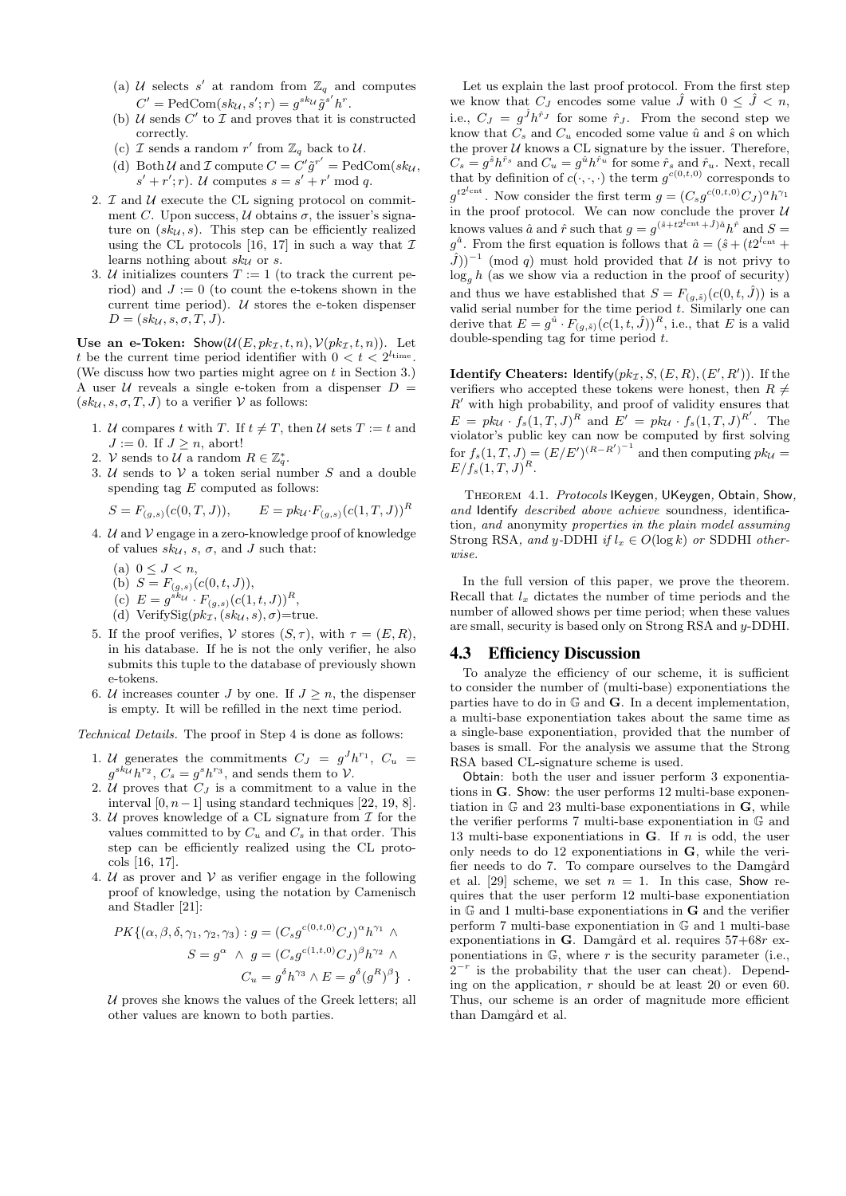(a) $\mathcal{U}$ selects $s'$ at random from $\mathbb{Z}_q$ and computes $C' = \text{PedCom}(sk_\mathcal{U}, s'; r) = g^{sk_\mathcal{U}} \tilde{g}^{s'} h^r$.

(b) $\mathcal{U}$ sends $C'$ to $\mathcal{I}$ and proves that it is constructed correctly.

(c) $\mathcal{I}$ sends a random $r'$ from $\mathbb{Z}_q$ back to $\mathcal{U}$.

(d) Both $\mathcal{U}$ and $\mathcal{I}$ compute $C = C' \tilde{g}^{r'} = \text{PedCom}(sk_\mathcal{U}, s' + r'; r)$. $\mathcal{U}$ computes $s = s' + r' \bmod q$.

2. $\mathcal{I}$ and $\mathcal{U}$ execute the CL signing protocol on commitment $C$. Upon success, $\mathcal{U}$ obtains $\sigma$, the issuer's signature on $(sk_\mathcal{U}, s)$. This step can be efficiently realized using the CL protocols [16, 17] in such a way that $\mathcal{I}$ learns nothing about $sk_\mathcal{U}$ or $s$.

3. $\mathcal{U}$ initializes counters $T := 1$ (to track the current period) and $J := 0$ (to count the e-tokens shown in the current time period). $\mathcal{U}$ stores the e-token dispenser $D = (sk_\mathcal{U}, s, \sigma, T, J)$.

**Use an e-Token:** $\mathsf{Show}(\mathcal{U}(E, pk_\mathcal{I}, t, n), \mathcal{V}(pk_\mathcal{I}, t, n))$. Let $t$ be the current time period identifier with $0 < t < 2^{l_{\text{time}}}$. (We discuss how two parties might agree on $t$ in Section 3.) A user $\mathcal{U}$ reveals a single e-token from a dispenser $D = (sk_\mathcal{U}, s, \sigma, T, J)$ to a verifier $\mathcal{V}$ as follows:

1. $\mathcal{U}$ compares $t$ with $T$. If $t \neq T$, then $\mathcal{U}$ sets $T := t$ and $J := 0$. If $J \geq n$, abort!
2. $\mathcal{V}$ sends to $\mathcal{U}$ a random $R \in \mathbb{Z}_q^*$.
3. $\mathcal{U}$ sends to $\mathcal{V}$ a token serial number $S$ and a double spending tag $E$ computed as follows:

$$S = F_{(g,s)}(c(0, T, J)), \qquad E = pk_\mathcal{U} \cdot F_{(g,s)}(c(1, T, J))^R$$

4. $\mathcal{U}$ and $\mathcal{V}$ engage in a zero-knowledge proof of knowledge of values $sk_\mathcal{U}$, $s$, $\sigma$, and $J$ such that:
   (a) $0 \leq J < n$,
   (b) $S = F_{(g,s)}(c(0, t, J))$,
   (c) $E = g^{sk_\mathcal{U}} \cdot F_{(g,s)}(c(1, t, J))^R$,
   (d) $\text{VerifySig}(pk_\mathcal{I}, (sk_\mathcal{U}, s), \sigma)$=true.
5. If the proof verifies, $\mathcal{V}$ stores $(S, \tau)$, with $\tau = (E, R)$, in his database. If he is not the only verifier, he also submits this tuple to the database of previously shown e-tokens.
6. $\mathcal{U}$ increases counter $J$ by one. If $J \geq n$, the dispenser is empty. It will be refilled in the next time period.

*Technical Details.* The proof in Step 4 is done as follows:

1. $\mathcal{U}$ generates the commitments $C_J = g^J h^{r_1}$, $C_u = g^{sk_\mathcal{U}} h^{r_2}$, $C_s = g^s h^{r_3}$, and sends them to $\mathcal{V}$.
2. $\mathcal{U}$ proves that $C_J$ is a commitment to a value in the interval $[0, n-1]$ using standard techniques [22, 19, 8].
3. $\mathcal{U}$ proves knowledge of a CL signature from $\mathcal{I}$ for the values committed to by $C_u$ and $C_s$ in that order. This step can be efficiently realized using the CL protocols [16, 17].
4. $\mathcal{U}$ as prover and $\mathcal{V}$ as verifier engage in the following proof of knowledge, using the notation by Camenisch and Stadler [21]:

$$PK\{(\alpha, \beta, \delta, \gamma_1, \gamma_2, \gamma_3) : g = (C_s g^{c(0,t,0)} C_J)^\alpha h^{\gamma_1} \wedge S = g^\alpha \wedge g = (C_s g^{c(1,t,0)} C_J)^\beta h^{\gamma_2} \wedge C_u = g^\delta h^{\gamma_3} \wedge E = g^\delta (g^R)^\beta\} \ .$$

$\mathcal{U}$ proves she knows the values of the Greek letters; all other values are known to both parties.

Let us explain the last proof protocol. From the first step we know that $C_J$ encodes some value $\hat{J}$ with $0 \leq \hat{J} < n$, i.e., $C_J = g^{\hat{J}} h^{\hat{r}_J}$ for some $\hat{r}_J$. From the second step we know that $C_s$ and $C_u$ encoded some value $\hat{u}$ and $\hat{s}$ on which the prover $\mathcal{U}$ knows a CL signature by the issuer. Therefore, $C_s = g^{\hat{s}} h^{\hat{r}_s}$ and $C_u = g^{\hat{u}} h^{\hat{r}_u}$ for some $\hat{r}_s$ and $\hat{r}_u$. Next, recall that by definition of $c(\cdot,\cdot,\cdot)$ the term $g^{c(0,t,0)}$ corresponds to $g^{t 2^{l_{\text{cnt}}}}$. Now consider the first term $g = (C_s g^{c(0,t,0)} C_J)^\alpha h^{\gamma_1}$ in the proof protocol. We can now conclude the prover $\mathcal{U}$ knows values $\hat{a}$ and $\hat{r}$ such that $g = g^{(\hat{s} + t 2^{l_{\text{cnt}}} + \hat{J})\hat{a}} h^{\hat{r}}$ and $S = g^{\hat{a}}$. From the first equation is follows that $\hat{a} = (\hat{s} + (t 2^{l_{\text{cnt}}} + \hat{J}))^{-1} \pmod q$ must hold provided that $\mathcal{U}$ is not privy to $\log_g h$ (as we show via a reduction in the proof of security) and thus we have established that $S = F_{(g,\hat{s})}(c(0, t, \hat{J}))$ is a valid serial number for the time period $t$. Similarly one can derive that $E = g^{\hat{u}} \cdot F_{(g,\hat{s})}(c(1, t, \hat{J}))^R$, i.e., that $E$ is a valid double-spending tag for time period $t$.

**Identify Cheaters:** $\mathsf{Identify}(pk_\mathcal{I}, S, (E, R), (E', R'))$. If the verifiers who accepted these tokens were honest, then $R \neq R'$ with high probability, and proof of validity ensures that $E = pk_\mathcal{U} \cdot f_s(1, T, J)^R$ and $E' = pk_\mathcal{U} \cdot f_s(1, T, J)^{R'}$. The violator's public key can now be computed by first solving for $f_s(1, T, J) = (E/E')^{(R-R')^{-1}}$ and then computing $pk_\mathcal{U} = E / f_s(1, T, J)^R$.

Theorem 4.1. *Protocols* $\mathsf{IKeygen}$, $\mathsf{UKeygen}$, $\mathsf{Obtain}$, $\mathsf{Show}$, *and* $\mathsf{Identify}$ *described above achieve* soundness, identification, *and* anonymity *properties in the plain model assuming* Strong RSA, *and* $y$-DDHI *if* $l_x \in O(\log k)$ *or* SDDHI *otherwise.*

In the full version of this paper, we prove the theorem. Recall that $l_x$ dictates the number of time periods and the number of allowed shows per time period; when these values are small, security is based only on Strong RSA and $y$-DDHI.

## 4.3 Efficiency Discussion

To analyze the efficiency of our scheme, it is sufficient to consider the number of (multi-base) exponentiations the parties have to do in $\mathbb{G}$ and $\mathbf{G}$. In a decent implementation, a multi-base exponentiation takes about the same time as a single-base exponentiation, provided that the number of bases is small. For the analysis we assume that the Strong RSA based CL-signature scheme is used.

$\mathsf{Obtain}$: both the user and issuer perform 3 exponentiations in $\mathbf{G}$. $\mathsf{Show}$: the user performs 12 multi-base exponentiation in $\mathbb{G}$ and 23 multi-base exponentiations in $\mathbf{G}$, while the verifier performs 7 multi-base exponentiation in $\mathbb{G}$ and 13 multi-base exponentiations in $\mathbf{G}$. If $n$ is odd, the user only needs to do 12 exponentiations in $\mathbf{G}$, while the verifier needs to do 7. To compare ourselves to the Damgård et al. [29] scheme, we set $n = 1$. In this case, $\mathsf{Show}$ requires that the user perform 12 multi-base exponentiation in $\mathbb{G}$ and 1 multi-base exponentiations in $\mathbf{G}$ and the verifier perform 7 multi-base exponentiation in $\mathbb{G}$ and 1 multi-base exponentiations in $\mathbf{G}$. Damgård et al. requires $57+68r$ exponentiations in $\mathbb{G}$, where $r$ is the security parameter (i.e., $2^{-r}$ is the probability that the user can cheat). Depending on the application, $r$ should be at least 20 or even 60. Thus, our scheme is an order of magnitude more efficient than Damgård et al.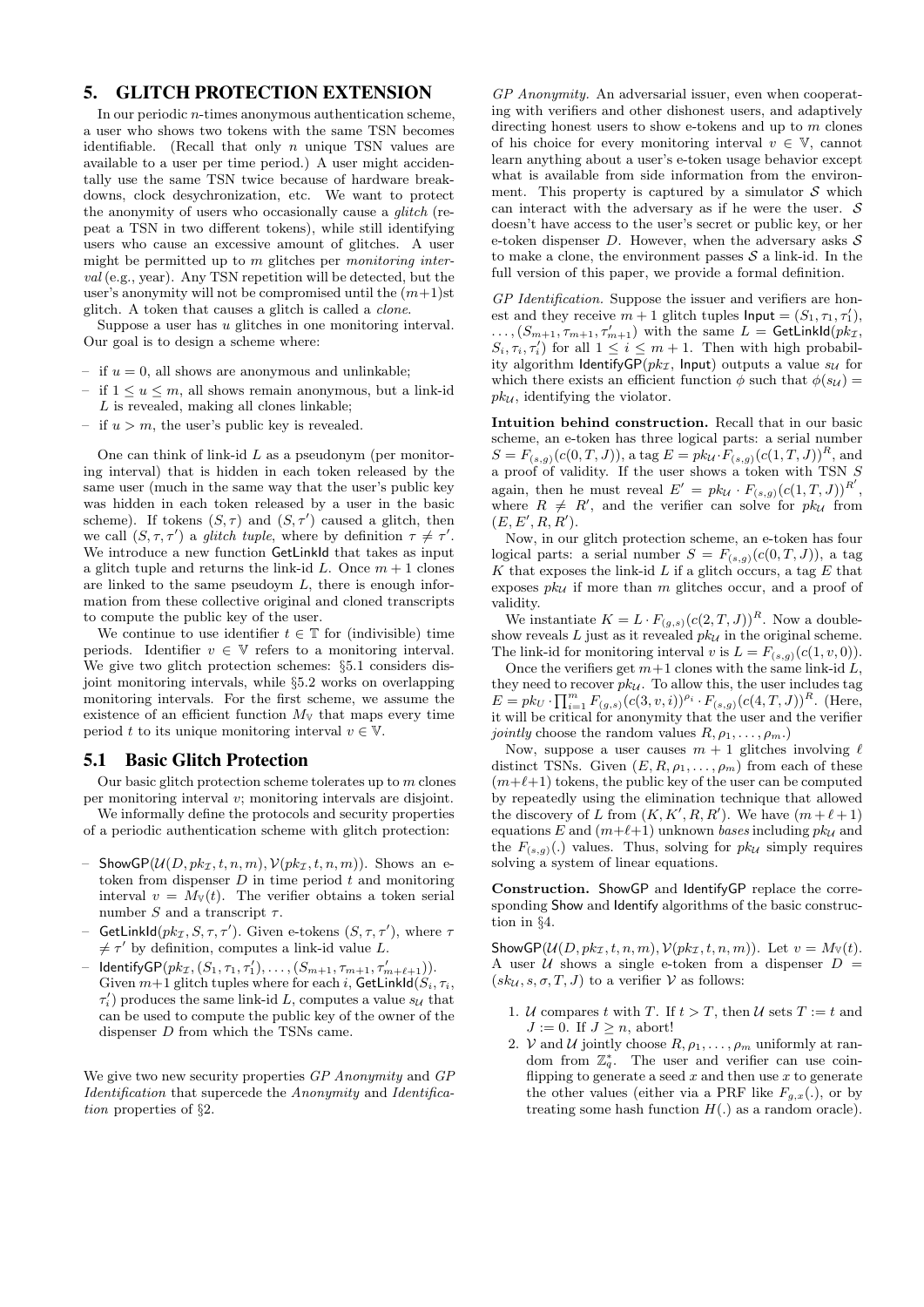# 5. GLITCH PROTECTION EXTENSION

In our periodic $n$-times anonymous authentication scheme, a user who shows two tokens with the same TSN becomes identifiable. (Recall that only $n$ unique TSN values are available to a user per time period.) A user might accidentally use the same TSN twice because of hardware breakdowns, clock desychronization, etc. We want to protect the anonymity of users who occasionally cause a *glitch* (repeat a TSN in two different tokens), while still identifying users who cause an excessive amount of glitches. A user might be permitted up to $m$ glitches per *monitoring interval* (e.g., year). Any TSN repetition will be detected, but the user's anonymity will not be compromised until the $(m+1)$st glitch. A token that causes a glitch is called a *clone*.

Suppose a user has $u$ glitches in one monitoring interval. Our goal is to design a scheme where:

- if $u = 0$, all shows are anonymous and unlinkable;
- if $1 \leq u \leq m$, all shows remain anonymous, but a link-id $L$ is revealed, making all clones linkable;
- if $u > m$, the user's public key is revealed.

One can think of link-id $L$ as a pseudonym (per monitoring interval) that is hidden in each token released by the same user (much in the same way that the user's public key was hidden in each token released by a user in the basic scheme). If tokens $(S, \tau)$ and $(S, \tau')$ caused a glitch, then we call $(S, \tau, \tau')$ a *glitch tuple*, where by definition $\tau \neq \tau'$. We introduce a new function GetLinkId that takes as input a glitch tuple and returns the link-id $L$. Once $m+1$ clones are linked to the same pseudoym $L$, there is enough information from these collective original and cloned transcripts to compute the public key of the user.

We continue to use identifier $t \in \mathbb{T}$ for (indivisible) time periods. Identifier $v \in \mathbb{V}$ refers to a monitoring interval. We give two glitch protection schemes: §5.1 considers disjoint monitoring intervals, while §5.2 works on overlapping monitoring intervals. For the first scheme, we assume the existence of an efficient function $M_{\mathbb{V}}$ that maps every time period $t$ to its unique monitoring interval $v \in \mathbb{V}$.

## 5.1 Basic Glitch Protection

Our basic glitch protection scheme tolerates up to $m$ clones per monitoring interval $v$; monitoring intervals are disjoint.

We informally define the protocols and security properties of a periodic authentication scheme with glitch protection:

- ShowGP($\mathcal{U}(D, pk_{\mathcal{I}}, t, n, m), \mathcal{V}(pk_{\mathcal{I}}, t, n, m)$). Shows an e-token from dispenser $D$ in time period $t$ and monitoring interval $v = M_{\mathbb{V}}(t)$. The verifier obtains a token serial number $S$ and a transcript $\tau$.
- GetLinkId($pk_{\mathcal{I}}, S, \tau, \tau'$). Given e-tokens $(S, \tau, \tau')$, where $\tau \neq \tau'$ by definition, computes a link-id value $L$.
- IdentifyGP($pk_{\mathcal{I}}, (S_1, \tau_1, \tau_1'), \ldots, (S_{m+1}, \tau_{m+1}, \tau'_{m+\ell+1})$). Given $m+1$ glitch tuples where for each $i$, GetLinkId($S_i, \tau_i, \tau_i'$) produces the same link-id $L$, computes a value $s_{\mathcal{U}}$ that can be used to compute the public key of the owner of the dispenser $D$ from which the TSNs came.

We give two new security properties *GP Anonymity* and *GP Identification* that supercede the *Anonymity* and *Identification* properties of §2.

*GP Anonymity.* An adversarial issuer, even when cooperating with verifiers and other dishonest users, and adaptively directing honest users to show e-tokens and up to $m$ clones of his choice for every monitoring interval $v \in \mathbb{V}$, cannot learn anything about a user's e-token usage behavior except what is available from side information from the environment. This property is captured by a simulator $\mathcal{S}$ which can interact with the adversary as if he were the user. $\mathcal{S}$ doesn't have access to the user's secret or public key, or her e-token dispenser $D$. However, when the adversary asks $\mathcal{S}$ to make a clone, the environment passes $\mathcal{S}$ a link-id. In the full version of this paper, we provide a formal definition.

*GP Identification.* Suppose the issuer and verifiers are honest and they receive $m+1$ glitch tuples $\mathsf{Input} = (S_1, \tau_1, \tau_1'), \ldots, (S_{m+1}, \tau_{m+1}, \tau'_{m+1})$ with the same $L = \mathsf{GetLinkId}(pk_{\mathcal{I}}, S_i, \tau_i, \tau_i')$ for all $1 \leq i \leq m+1$. Then with high probability algorithm $\mathsf{IdentifyGP}(pk_{\mathcal{I}}, \mathsf{Input})$ outputs a value $s_{\mathcal{U}}$ for which there exists an efficient function $\phi$ such that $\phi(s_{\mathcal{U}}) = pk_{\mathcal{U}}$, identifying the violator.

**Intuition behind construction.** Recall that in our basic scheme, an e-token has three logical parts: a serial number $S = F_{(s,g)}(c(0, T, J))$, a tag $E = pk_{\mathcal{U}} \cdot F_{(s,g)}(c(1, T, J))^R$, and a proof of validity. If the user shows a token with TSN $S$ again, then he must reveal $E' = pk_{\mathcal{U}} \cdot F_{(s,g)}(c(1, T, J))^{R'}$, where $R \neq R'$, and the verifier can solve for $pk_{\mathcal{U}}$ from $(E, E', R, R')$.

Now, in our glitch protection scheme, an e-token has four logical parts: a serial number $S = F_{(s,g)}(c(0, T, J))$, a tag $K$ that exposes the link-id $L$ if a glitch occurs, a tag $E$ that exposes $pk_{\mathcal{U}}$ if more than $m$ glitches occur, and a proof of validity.

We instantiate $K = L \cdot F_{(g,s)}(c(2, T, J))^R$. Now a double-show reveals $L$ just as it revealed $pk_{\mathcal{U}}$ in the original scheme. The link-id for monitoring interval $v$ is $L = F_{(s,g)}(c(1, v, 0))$.

Once the verifiers get $m+1$ clones with the same link-id $L$, they need to recover $pk_{\mathcal{U}}$. To allow this, the user includes tag $E = pk_U \cdot \prod_{i=1}^{m} F_{(g,s)}(c(3, v, i))^{\rho_i} \cdot F_{(s,g)}(c(4, T, J))^R$. (Here, it will be critical for anonymity that the user and the verifier *jointly* choose the random values $R, \rho_1, \ldots, \rho_m$.)

Now, suppose a user causes $m+1$ glitches involving $\ell$ distinct TSNs. Given $(E, R, \rho_1, \ldots, \rho_m)$ from each of these $(m+\ell+1)$ tokens, the public key of the user can be computed by repeatedly using the elimination technique that allowed the discovery of $L$ from $(K, K', R, R')$. We have $(m+\ell+1)$ equations $E$ and $(m+\ell+1)$ unknown *bases* including $pk_{\mathcal{U}}$ and the $F_{(s,g)}(.)$ values. Thus, solving for $pk_{\mathcal{U}}$ simply requires solving a system of linear equations.

**Construction.** ShowGP and IdentifyGP replace the corresponding Show and Identify algorithms of the basic construction in §4.

ShowGP($\mathcal{U}(D, pk_{\mathcal{I}}, t, n, m), \mathcal{V}(pk_{\mathcal{I}}, t, n, m)$). Let $v = M_{\mathbb{V}}(t)$. A user $\mathcal{U}$ shows a single e-token from a dispenser $D = (sk_{\mathcal{U}}, s, \sigma, T, J)$ to a verifier $\mathcal{V}$ as follows:

1. $\mathcal{U}$ compares $t$ with $T$. If $t > T$, then $\mathcal{U}$ sets $T := t$ and $J := 0$. If $J \geq n$, abort!
2. $\mathcal{V}$ and $\mathcal{U}$ jointly choose $R, \rho_1, \ldots, \rho_m$ uniformly at random from $\mathbb{Z}_q^*$. The user and verifier can use coin-flipping to generate a seed $x$ and then use $x$ to generate the other values (either via a PRF like $F_{g,x}(.)$, or by treating some hash function $H(.)$ as a random oracle).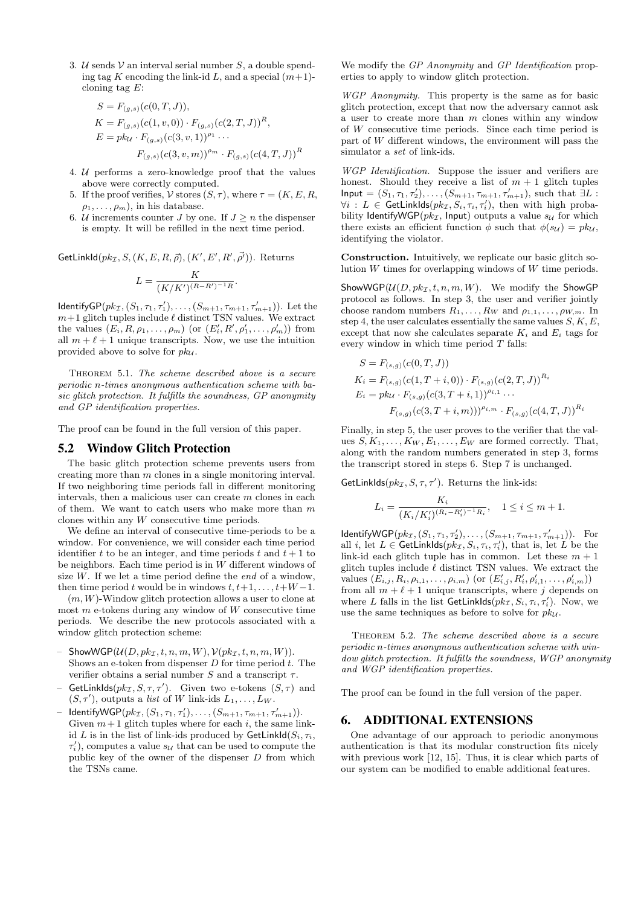3. $\mathcal{U}$ sends $\mathcal{V}$ an interval serial number $S$, a double spending tag $K$ encoding the link-id $L$, and a special $(m+1)$-cloning tag $E$:

$$S = F_{(g,s)}(c(0, T, J)),$$
$$K = F_{(g,s)}(c(1, v, 0)) \cdot F_{(g,s)}(c(2, T, J))^R,$$
$$E = pk_{\mathcal{U}} \cdot F_{(g,s)}(c(3, v, 1))^{\rho_1} \cdots$$
$$F_{(g,s)}(c(3, v, m))^{\rho_m} \cdot F_{(g,s)}(c(4, T, J))^R$$

4. $\mathcal{U}$ performs a zero-knowledge proof that the values above were correctly computed.
5. If the proof verifies, $\mathcal{V}$ stores $(S, \tau)$, where $\tau = (K, E, R, \rho_1, \ldots, \rho_m)$, in his database.
6. $\mathcal{U}$ increments counter $J$ by one. If $J \geq n$ the dispenser is empty. It will be refilled in the next time period.

$\mathsf{GetLinkId}(pk_{\mathcal{I}}, S, (K, E, R, \vec{\rho}), (K', E', R', \vec{\rho'}))$. Returns

$$L = \frac{K}{(K/K')^{(R-R')^{-1}R}}.$$

$\mathsf{IdentifyGP}(pk_{\mathcal{I}}, (S_1, \tau_1, \tau_1'), \ldots, (S_{m+1}, \tau_{m+1}, \tau_{m+1}'))$. Let the $m+1$ glitch tuples include $\ell$ distinct TSN values. We extract the values $(E_i, R, \rho_1, \ldots, \rho_m)$ (or $(E_i', R', \rho_1', \ldots, \rho_m')$) from all $m + \ell + 1$ unique transcripts. Now, we use the intuition provided above to solve for $pk_{\mathcal{U}}$.

Theorem 5.1. *The scheme described above is a secure periodic n-times anonymous authentication scheme with basic glitch protection. It fulfills the soundness, GP anonymity and GP identification properties.*

The proof can be found in the full version of this paper.

## 5.2 Window Glitch Protection

The basic glitch protection scheme prevents users from creating more than $m$ clones in a single monitoring interval. If two neighboring time periods fall in different monitoring intervals, then a malicious user can create $m$ clones in each of them. We want to catch users who make more than $m$ clones within any $W$ consecutive time periods.

We define an interval of consecutive time-periods to be a window. For convenience, we will consider each time period identifier $t$ to be an integer, and time periods $t$ and $t+1$ to be neighbors. Each time period is in $W$ different windows of size $W$. If we let a time period define the *end* of a window, then time period $t$ would be in windows $t, t+1, \ldots, t+W-1$.

$(m, W)$-Window glitch protection allows a user to clone at most $m$ e-tokens during any window of $W$ consecutive time periods. We describe the new protocols associated with a window glitch protection scheme:

- $\mathsf{ShowWGP}(\mathcal{U}(D, pk_{\mathcal{I}}, t, n, m, W), \mathcal{V}(pk_{\mathcal{I}}, t, n, m, W))$. Shows an e-token from dispenser $D$ for time period $t$. The verifier obtains a serial number $S$ and a transcript $\tau$.
- $\mathsf{GetLinkIds}(pk_{\mathcal{I}}, S, \tau, \tau')$. Given two e-tokens $(S, \tau)$ and $(S, \tau')$, outputs a *list* of $W$ link-ids $L_1, \ldots, L_W$.
- $\mathsf{IdentifyWGP}(pk_{\mathcal{I}}, (S_1, \tau_1, \tau_1'), \ldots, (S_{m+1}, \tau_{m+1}, \tau_{m+1}'))$. Given $m+1$ glitch tuples where for each $i$, the same link-id $L$ is in the list of link-ids produced by $\mathsf{GetLinkId}(S_i, \tau_i, \tau_i')$, computes a value $s_{\mathcal{U}}$ that can be used to compute the public key of the owner of the dispenser $D$ from which the TSNs came.

We modify the *GP Anonymity* and *GP Identification* properties to apply to window glitch protection.

*WGP Anonymity.* This property is the same as for basic glitch protection, except that now the adversary cannot ask a user to create more than $m$ clones within any window of $W$ consecutive time periods. Since each time period is part of $W$ different windows, the environment will pass the simulator a *set* of link-ids.

*WGP Identification.* Suppose the issuer and verifiers are honest. Should they receive a list of $m+1$ glitch tuples $\mathsf{Input} = (S_1, \tau_1, \tau_2'), \ldots, (S_{m+1}, \tau_{m+1}, \tau_{m+1}')$, such that $\exists L$ : $\forall i$ : $L \in \mathsf{GetLinkIds}(pk_{\mathcal{I}}, S_i, \tau_i, \tau_i')$, then with high probability $\mathsf{IdentifyWGP}(pk_{\mathcal{I}}, \mathsf{Input})$ outputs a value $s_{\mathcal{U}}$ for which there exists an efficient function $\phi$ such that $\phi(s_{\mathcal{U}}) = pk_{\mathcal{U}}$, identifying the violator.

**Construction.** Intuitively, we replicate our basic glitch solution $W$ times for overlapping windows of $W$ time periods.

$\mathsf{ShowWGP}(\mathcal{U}(D, pk_{\mathcal{I}}, t, n, m, W)$. We modify the $\mathsf{ShowGP}$ protocol as follows. In step 3, the user and verifier jointly choose random numbers $R_1, \ldots, R_W$ and $\rho_{1,1}, \ldots, \rho_{W,m}$. In step 4, the user calculates essentially the same values $S, K, E$, except that now she calculates separate $K_i$ and $E_i$ tags for every window in which time period $T$ falls:

$$S = F_{(s,g)}(c(0, T, J))$$
$$K_i = F_{(s,g)}(c(1, T+i, 0)) \cdot F_{(s,g)}(c(2, T, J))^{R_i}$$
$$E_i = pk_{\mathcal{U}} \cdot F_{(s,g)}(c(3, T+i, 1))^{\rho_{i,1}} \cdots$$
$$F_{(s,g)}(c(3, T+i, m)))^{\rho_{i,m}} \cdot F_{(s,g)}(c(4, T, J))^{R_i}$$

Finally, in step 5, the user proves to the verifier that the values $S, K_1, \ldots, K_W, E_1, \ldots, E_W$ are formed correctly. That, along with the random numbers generated in step 3, forms the transcript stored in steps 6. Step 7 is unchanged.

$\mathsf{GetLinkIds}(pk_{\mathcal{I}}, S, \tau, \tau')$. Returns the link-ids:

$$L_i = \frac{K_i}{(K_i/K_i')^{(R_i - R_i')^{-1}R_i}}, \quad 1 \leq i \leq m+1.$$

$\mathsf{IdentifyWGP}(pk_{\mathcal{I}}, (S_1, \tau_1, \tau_2'), \ldots, (S_{m+1}, \tau_{m+1}, \tau_{m+1}'))$. For all $i$, let $L \in \mathsf{GetLinkIds}(pk_{\mathcal{I}}, S_i, \tau_i, \tau_i')$, that is, let $L$ be the link-id each glitch tuple has in common. Let these $m+1$ glitch tuples include $\ell$ distinct TSN values. We extract the values $(E_{i,j}, R_i, \rho_{i,1}, \ldots, \rho_{i,m})$ (or $(E_{i,j}', R_i', \rho_{i,1}', \ldots, \rho_{i,m}')$) from all $m + \ell + 1$ unique transcripts, where $j$ depends on where $L$ falls in the list $\mathsf{GetLinkIds}(pk_{\mathcal{I}}, S_i, \tau_i, \tau_i')$. Now, we use the same techniques as before to solve for $pk_{\mathcal{U}}$.

Theorem 5.2. *The scheme described above is a secure periodic n-times anonymous authentication scheme with window glitch protection. It fulfills the soundness, WGP anonymity and WGP identification properties.*

The proof can be found in the full version of the paper.

# 6. ADDITIONAL EXTENSIONS

One advantage of our approach to periodic anonymous authentication is that its modular construction fits nicely with previous work [12, 15]. Thus, it is clear which parts of our system can be modified to enable additional features.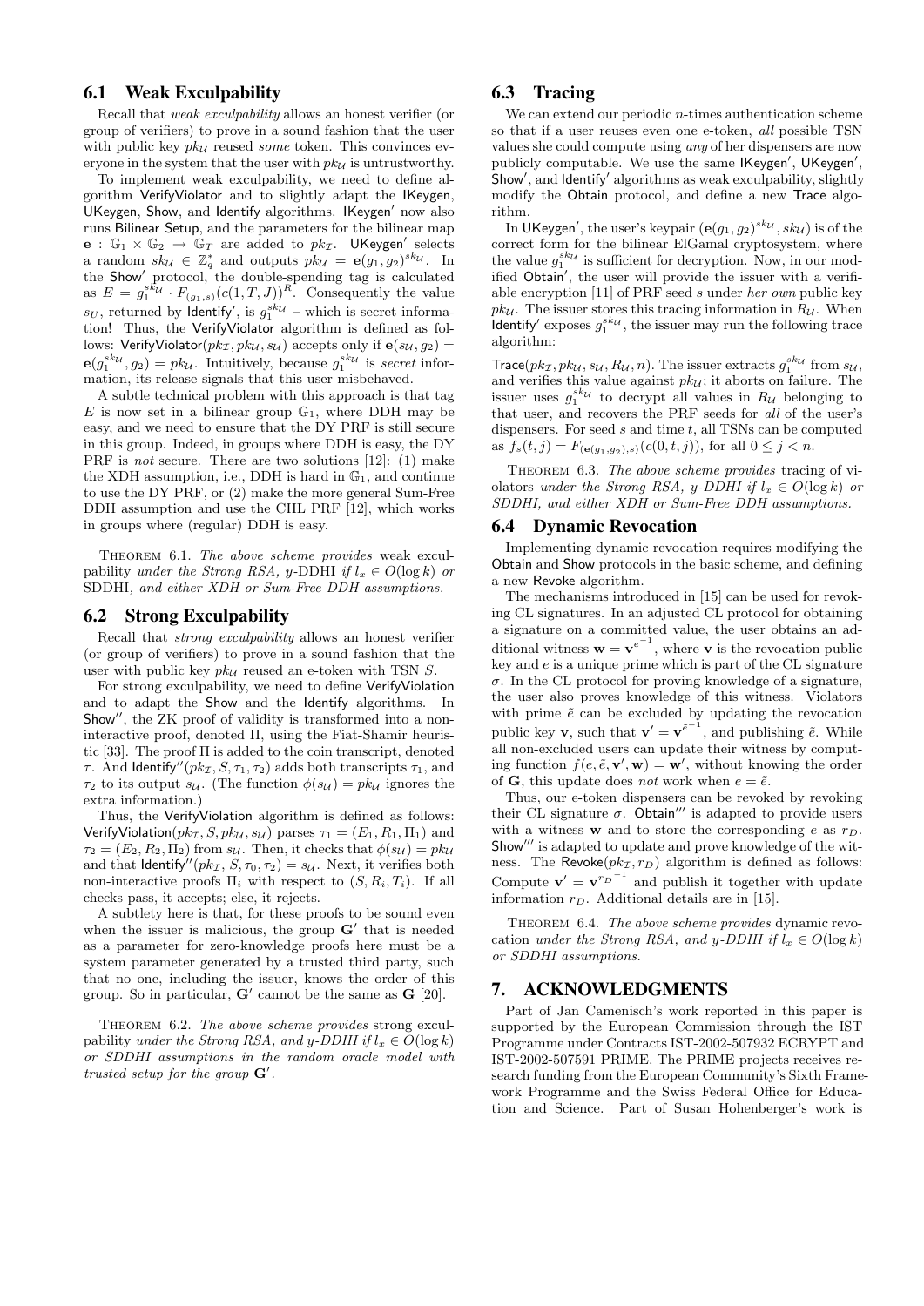## 6.1 Weak Exculpability

Recall that *weak exculpability* allows an honest verifier (or group of verifiers) to prove in a sound fashion that the user with public key $pk_\mathcal{U}$ reused *some* token. This convinces everyone in the system that the user with $pk_\mathcal{U}$ is untrustworthy.

To implement weak exculpability, we need to define algorithm VerifyViolator and to slightly adapt the IKeygen, UKeygen, Show, and Identify algorithms. IKeygen$'$ now also runs Bilinear_Setup, and the parameters for the bilinear map $\mathbf{e} : \mathbb{G}_1 \times \mathbb{G}_2 \rightarrow \mathbb{G}_T$ are added to $pk_\mathcal{I}$. UKeygen$'$ selects a random $sk_\mathcal{U} \in \mathbb{Z}_q^*$ and outputs $pk_\mathcal{U} = \mathbf{e}(g_1, g_2)^{sk_\mathcal{U}}$. In the Show$'$ protocol, the double-spending tag is calculated as $E = g_1^{sk_\mathcal{U}} \cdot F_{(g_1,s)}(c(1,T,J))^R$. Consequently the value $s_U$, returned by Identify$'$, is $g_1^{sk_\mathcal{U}}$ – which is secret information! Thus, the VerifyViolator algorithm is defined as follows: VerifyViolator$(pk_\mathcal{I}, pk_\mathcal{U}, s_\mathcal{U})$ accepts only if $\mathbf{e}(s_\mathcal{U}, g_2) = \mathbf{e}(g_1^{sk_\mathcal{U}}, g_2) = pk_\mathcal{U}$. Intuitively, because $g_1^{sk_\mathcal{U}}$ is *secret* information, its release signals that this user misbehaved.

A subtle technical problem with this approach is that tag $E$ is now set in a bilinear group $\mathbb{G}_1$, where DDH may be easy, and we need to ensure that the DY PRF is still secure in this group. Indeed, in groups where DDH is easy, the DY PRF is *not* secure. There are two solutions [12]: (1) make the XDH assumption, i.e., DDH is hard in $\mathbb{G}_1$, and continue to use the DY PRF, or (2) make the more general Sum-Free DDH assumption and use the CHL PRF [12], which works in groups where (regular) DDH is easy.

Theorem 6.1. *The above scheme provides* weak exculpability *under the Strong RSA, y-*DDHI *if $l_x \in O(\log k)$ or* SDDHI*, and either XDH or Sum-Free DDH assumptions.*

## 6.2 Strong Exculpability

Recall that *strong exculpability* allows an honest verifier (or group of verifiers) to prove in a sound fashion that the user with public key $pk_\mathcal{U}$ reused an e-token with TSN $S$.

For strong exculpability, we need to define VerifyViolation and to adapt the Show and the Identify algorithms. In Show$''$, the ZK proof of validity is transformed into a non-interactive proof, denoted $\Pi$, using the Fiat-Shamir heuristic [33]. The proof $\Pi$ is added to the coin transcript, denoted $\tau$. And Identify$''(pk_\mathcal{I}, S, \tau_1, \tau_2)$ adds both transcripts $\tau_1$, and $\tau_2$ to its output $s_\mathcal{U}$. (The function $\phi(s_\mathcal{U}) = pk_\mathcal{U}$ ignores the extra information.)

Thus, the VerifyViolation algorithm is defined as follows: VerifyViolation$(pk_\mathcal{I}, S, pk_\mathcal{U}, s_\mathcal{U})$ parses $\tau_1 = (E_1, R_1, \Pi_1)$ and $\tau_2 = (E_2, R_2, \Pi_2)$ from $s_\mathcal{U}$. Then, it checks that $\phi(s_\mathcal{U}) = pk_\mathcal{U}$ and that Identify$''(pk_\mathcal{I}, S, \tau_0, \tau_2) = s_\mathcal{U}$. Next, it verifies both non-interactive proofs $\Pi_i$ with respect to $(S, R_i, T_i)$. If all checks pass, it accepts; else, it rejects.

A subtlety here is that, for these proofs to be sound even when the issuer is malicious, the group $\mathbf{G}'$ that is needed as a parameter for zero-knowledge proofs here must be a system parameter generated by a trusted third party, such that no one, including the issuer, knows the order of this group. So in particular, $\mathbf{G}'$ cannot be the same as $\mathbf{G}$ [20].

Theorem 6.2. *The above scheme provides* strong exculpability *under the Strong RSA, and y-DDHI if $l_x \in O(\log k)$ or SDDHI assumptions in the random oracle model with trusted setup for the group $\mathbf{G}'$.*

## 6.3 Tracing

We can extend our periodic $n$-times authentication scheme so that if a user reuses even one e-token, *all* possible TSN values she could compute using *any* of her dispensers are now publicly computable. We use the same IKeygen$'$, UKeygen$'$, Show$'$, and Identify$'$ algorithms as weak exculpability, slightly modify the Obtain protocol, and define a new Trace algorithm.

In UKeygen$'$, the user's keypair $(\mathbf{e}(g_1, g_2)^{sk_\mathcal{U}}, sk_\mathcal{U})$ is of the correct form for the bilinear ElGamal cryptosystem, where the value $g_1^{sk_\mathcal{U}}$ is sufficient for decryption. Now, in our modified Obtain$'$, the user will provide the issuer with a verifiable encryption [11] of PRF seed $s$ under *her own* public key $pk_\mathcal{U}$. The issuer stores this tracing information in $R_\mathcal{U}$. When Identify$'$ exposes $g_1^{sk_\mathcal{U}}$, the issuer may run the following trace algorithm:

Trace$(pk_\mathcal{I}, pk_\mathcal{U}, s_\mathcal{U}, R_\mathcal{U}, n)$. The issuer extracts $g_1^{sk_\mathcal{U}}$ from $s_\mathcal{U}$, and verifies this value against $pk_\mathcal{U}$; it aborts on failure. The issuer uses $g_1^{sk_\mathcal{U}}$ to decrypt all values in $R_\mathcal{U}$ belonging to that user, and recovers the PRF seeds for *all* of the user's dispensers. For seed $s$ and time $t$, all TSNs can be computed as $f_s(t, j) = F_{(\mathbf{e}(g_1,g_2),s)}(c(0, t, j))$, for all $0 \leq j < n$.

Theorem 6.3. *The above scheme provides* tracing of violators *under the Strong RSA, y-DDHI if $l_x \in O(\log k)$ or SDDHI, and either XDH or Sum-Free DDH assumptions.*

## 6.4 Dynamic Revocation

Implementing dynamic revocation requires modifying the Obtain and Show protocols in the basic scheme, and defining a new Revoke algorithm.

The mechanisms introduced in [15] can be used for revoking CL signatures. In an adjusted CL protocol for obtaining a signature on a committed value, the user obtains an additional witness $\mathbf{w} = \mathbf{v}^{e^{-1}}$, where $\mathbf{v}$ is the revocation public key and $e$ is a unique prime which is part of the CL signature $\sigma$. In the CL protocol for proving knowledge of a signature, the user also proves knowledge of this witness. Violators with prime $\tilde{e}$ can be excluded by updating the revocation public key $\mathbf{v}$, such that $\mathbf{v}' = \mathbf{v}^{\tilde{e}^{-1}}$, and publishing $\tilde{e}$. While all non-excluded users can update their witness by computing function $f(e, \tilde{e}, \mathbf{v}', \mathbf{w}) = \mathbf{w}'$, without knowing the order of $\mathbf{G}$, this update does *not* work when $e = \tilde{e}$.

Thus, our e-token dispensers can be revoked by revoking their CL signature $\sigma$. Obtain$'''$ is adapted to provide users with a witness $\mathbf{w}$ and to store the corresponding $e$ as $r_D$. Show$'''$ is adapted to update and prove knowledge of the witness. The Revoke$(pk_\mathcal{I}, r_D)$ algorithm is defined as follows: Compute $\mathbf{v}' = \mathbf{v}^{r_D^{-1}}$ and publish it together with update information $r_D$. Additional details are in [15].

Theorem 6.4. *The above scheme provides* dynamic revocation *under the Strong RSA, and y-DDHI if $l_x \in O(\log k)$ or SDDHI assumptions.*

# 7. ACKNOWLEDGMENTS

Part of Jan Camenisch's work reported in this paper is supported by the European Commission through the IST Programme under Contracts IST-2002-507932 ECRYPT and IST-2002-507591 PRIME. The PRIME projects receives research funding from the European Community's Sixth Framework Programme and the Swiss Federal Office for Education and Science. Part of Susan Hohenberger's work is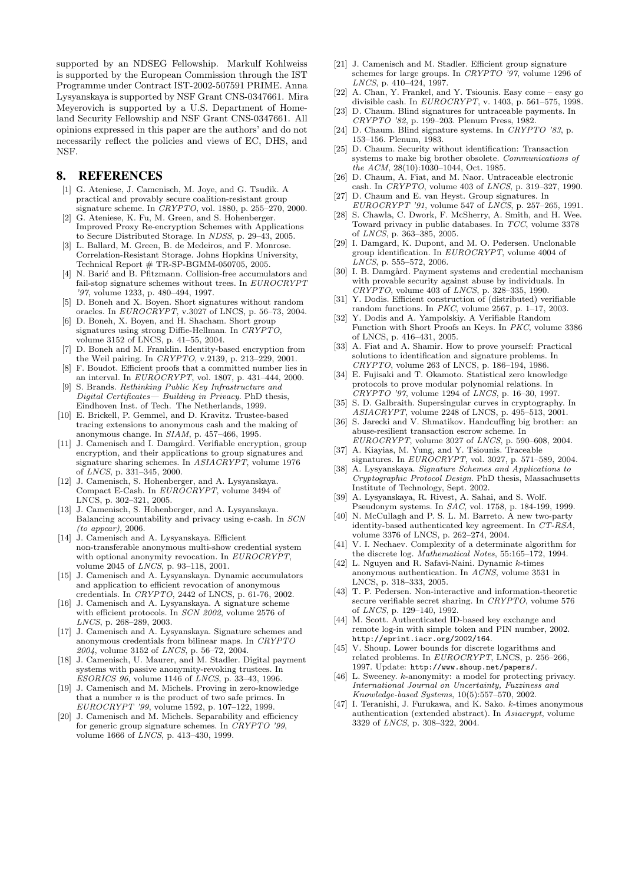supported by an NDSEG Fellowship. Markulf Kohlweiss is supported by the European Commission through the IST Programme under Contract IST-2002-507591 PRIME. Anna Lysyanskaya is supported by NSF Grant CNS-0347661. Mira Meyerovich is supported by a U.S. Department of Homeland Security Fellowship and NSF Grant CNS-0347661. All opinions expressed in this paper are the authors' and do not necessarily reflect the policies and views of EC, DHS, and NSF.

## 8. REFERENCES

[1] G. Ateniese, J. Camenisch, M. Joye, and G. Tsudik. A practical and provably secure coalition-resistant group signature scheme. In *CRYPTO*, vol. 1880, p. 255–270, 2000.

[2] G. Ateniese, K. Fu, M. Green, and S. Hohenberger. Improved Proxy Re-encryption Schemes with Applications to Secure Distributed Storage. In *NDSS*, p. 29–43, 2005.

[3] L. Ballard, M. Green, B. de Medeiros, and F. Monrose. Correlation-Resistant Storage. Johns Hopkins University, Technical Report # TR-SP-BGMM-050705, 2005.

[4] N. Barić and B. Pfitzmann. Collision-free accumulators and fail-stop signature schemes without trees. In *EUROCRYPT '97*, volume 1233, p. 480–494, 1997.

[5] D. Boneh and X. Boyen. Short signatures without random oracles. In *EUROCRYPT*, v.3027 of LNCS, p. 56–73, 2004.

[6] D. Boneh, X. Boyen, and H. Shacham. Short group signatures using strong Diffie-Hellman. In *CRYPTO*, volume 3152 of LNCS, p. 41–55, 2004.

[7] D. Boneh and M. Franklin. Identity-based encryption from the Weil pairing. In *CRYPTO*, v.2139, p. 213–229, 2001.

[8] F. Boudot. Efficient proofs that a committed number lies in an interval. In *EUROCRYPT*, vol. 1807, p. 431–444, 2000.

[9] S. Brands. *Rethinking Public Key Infrastructure and Digital Certificates— Building in Privacy*. PhD thesis, Eindhoven Inst. of Tech. The Netherlands, 1999.

[10] E. Brickell, P. Gemmel, and D. Kravitz. Trustee-based tracing extensions to anonymous cash and the making of anonymous change. In *SIAM*, p. 457–466, 1995.

[11] J. Camenisch and I. Damgård. Verifiable encryption, group encryption, and their applications to group signatures and signature sharing schemes. In *ASIACRYPT*, volume 1976 of *LNCS*, p. 331–345, 2000.

[12] J. Camenisch, S. Hohenberger, and A. Lysyanskaya. Compact E-Cash. In *EUROCRYPT*, volume 3494 of LNCS, p. 302–321, 2005.

[13] J. Camenisch, S. Hohenberger, and A. Lysyanskaya. Balancing accountability and privacy using e-cash. In *SCN (to appear)*, 2006.

[14] J. Camenisch and A. Lysyanskaya. Efficient non-transferable anonymous multi-show credential system with optional anonymity revocation. In *EUROCRYPT*, volume 2045 of *LNCS*, p. 93–118, 2001.

[15] J. Camenisch and A. Lysyanskaya. Dynamic accumulators and application to efficient revocation of anonymous credentials. In *CRYPTO*, 2442 of LNCS, p. 61-76, 2002.

[16] J. Camenisch and A. Lysyanskaya. A signature scheme with efficient protocols. In *SCN 2002*, volume 2576 of *LNCS*, p. 268–289, 2003.

[17] J. Camenisch and A. Lysyanskaya. Signature schemes and anonymous credentials from bilinear maps. In *CRYPTO 2004*, volume 3152 of *LNCS*, p. 56–72, 2004.

[18] J. Camenisch, U. Maurer, and M. Stadler. Digital payment systems with passive anonymity-revoking trustees. In *ESORICS 96*, volume 1146 of *LNCS*, p. 33–43, 1996.

[19] J. Camenisch and M. Michels. Proving in zero-knowledge that a number $n$ is the product of two safe primes. In *EUROCRYPT '99*, volume 1592, p. 107–122, 1999.

[20] J. Camenisch and M. Michels. Separability and efficiency for generic group signature schemes. In *CRYPTO '99*, volume 1666 of *LNCS*, p. 413–430, 1999.

[21] J. Camenisch and M. Stadler. Efficient group signature schemes for large groups. In *CRYPTO '97*, volume 1296 of *LNCS*, p. 410–424, 1997.

[22] A. Chan, Y. Frankel, and Y. Tsiounis. Easy come – easy go divisible cash. In *EUROCRYPT*, v. 1403, p. 561–575, 1998.

[23] D. Chaum. Blind signatures for untraceable payments. In *CRYPTO '82*, p. 199–203. Plenum Press, 1982.

[24] D. Chaum. Blind signature systems. In *CRYPTO '83*, p. 153–156. Plenum, 1983.

[25] D. Chaum. Security without identification: Transaction systems to make big brother obsolete. *Communications of the ACM*, 28(10):1030–1044, Oct. 1985.

[26] D. Chaum, A. Fiat, and M. Naor. Untraceable electronic cash. In *CRYPTO*, volume 403 of *LNCS*, p. 319–327, 1990.

[27] D. Chaum and E. van Heyst. Group signatures. In *EUROCRYPT '91*, volume 547 of *LNCS*, p. 257–265, 1991.

[28] S. Chawla, C. Dwork, F. McSherry, A. Smith, and H. Wee. Toward privacy in public databases. In *TCC*, volume 3378 of *LNCS*, p. 363–385, 2005.

[29] I. Damgard, K. Dupont, and M. O. Pedersen. Unclonable group identification. In *EUROCRYPT*, volume 4004 of *LNCS*, p. 555–572, 2006.

[30] I. B. Damgård. Payment systems and credential mechanism with provable security against abuse by individuals. In *CRYPTO*, volume 403 of *LNCS*, p. 328–335, 1990.

[31] Y. Dodis. Efficient construction of (distributed) verifiable random functions. In *PKC*, volume 2567, p. 1–17, 2003.

[32] Y. Dodis and A. Yampolskiy. A Verifiable Random Function with Short Proofs an Keys. In *PKC*, volume 3386 of LNCS, p. 416–431, 2005.

[33] A. Fiat and A. Shamir. How to prove yourself: Practical solutions to identification and signature problems. In *CRYPTO*, volume 263 of LNCS, p. 186–194, 1986.

[34] E. Fujisaki and T. Okamoto. Statistical zero knowledge protocols to prove modular polynomial relations. In *CRYPTO '97*, volume 1294 of *LNCS*, p. 16–30, 1997.

[35] S. D. Galbraith. Supersingular curves in cryptography. In *ASIACRYPT*, volume 2248 of LNCS, p. 495–513, 2001.

[36] S. Jarecki and V. Shmatikov. Handcuffing big brother: an abuse-resilient transaction escrow scheme. In *EUROCRYPT*, volume 3027 of *LNCS*, p. 590–608, 2004.

[37] A. Kiayias, M. Yung, and Y. Tsiounis. Traceable signatures. In *EUROCRYPT*, vol. 3027, p. 571–589, 2004.

[38] A. Lysyanskaya. *Signature Schemes and Applications to Cryptographic Protocol Design*. PhD thesis, Massachusetts Institute of Technology, Sept. 2002.

[39] A. Lysyanskaya, R. Rivest, A. Sahai, and S. Wolf. Pseudonym systems. In *SAC*, vol. 1758, p. 184-199, 1999.

[40] N. McCullagh and P. S. L. M. Barreto. A new two-party identity-based authenticated key agreement. In *CT-RSA*, volume 3376 of LNCS, p. 262–274, 2004.

[41] V. I. Nechaev. Complexity of a determinate algorithm for the discrete log. *Mathematical Notes*, 55:165–172, 1994.

[42] L. Nguyen and R. Safavi-Naini. Dynamic $k$-times anonymous authentication. In *ACNS*, volume 3531 in LNCS, p. 318–333, 2005.

[43] T. P. Pedersen. Non-interactive and information-theoretic secure verifiable secret sharing. In *CRYPTO*, volume 576 of *LNCS*, p. 129–140, 1992.

[44] M. Scott. Authenticated ID-based key exchange and remote log-in with simple token and PIN number, 2002. http://eprint.iacr.org/2002/164.

[45] V. Shoup. Lower bounds for discrete logarithms and related problems. In *EUROCRYPT*, LNCS, p. 256–266, 1997. Update: http://www.shoup.net/papers/.

[46] L. Sweeney. $k$-anonymity: a model for protecting privacy. *International Journal on Uncertainty, Fuzziness and Knowledge-based Systems*, 10(5):557–570, 2002.

[47] I. Teranishi, J. Furukawa, and K. Sako. $k$-times anonymous authentication (extended abstract). In *Asiacrypt*, volume 3329 of *LNCS*, p. 308–322, 2004.